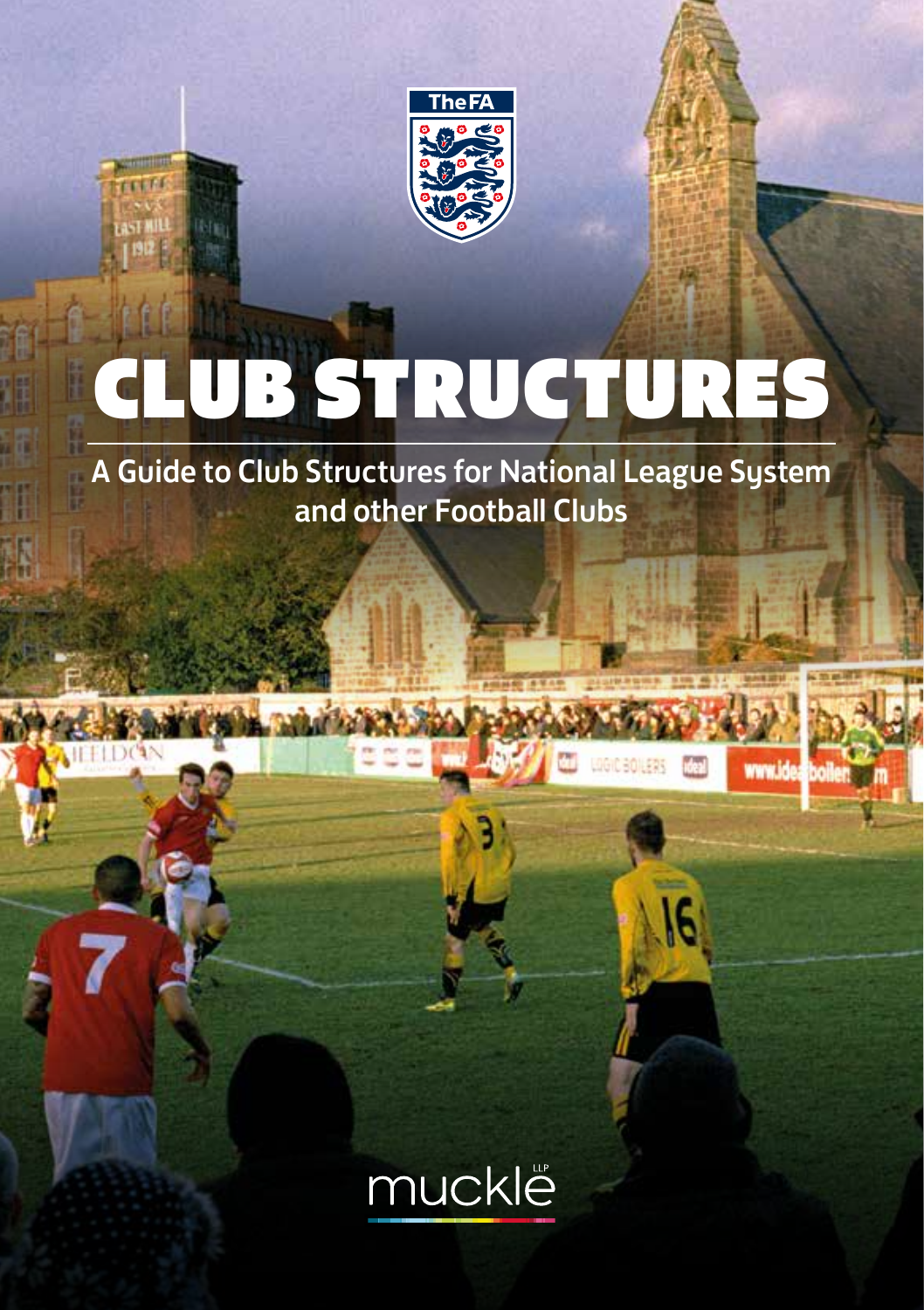The FA

# CLUB STRUCTURES

## A Guide to Club Structures for National League System and other Football Clubs

muckle LLP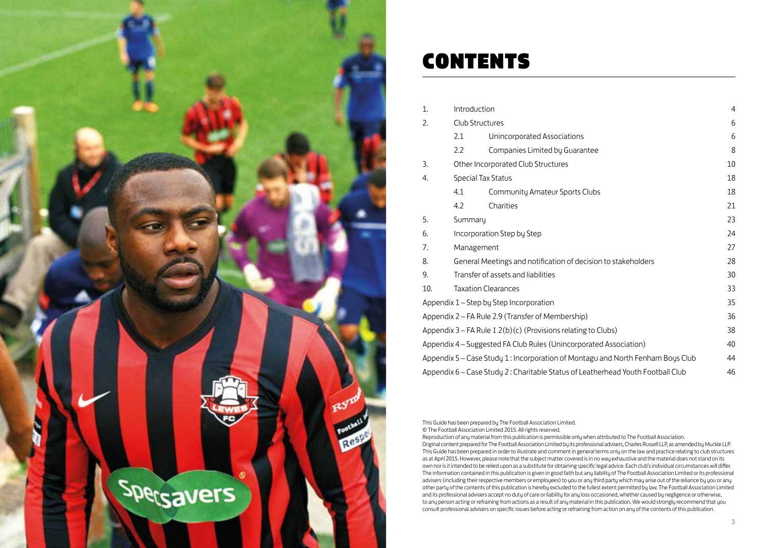# CONTENTS

| | | | |
|---|---|---|---|
| 1. | Introduction | | 4 |
| 2. | Club Structures | | 6 |
| | 2.1 | Unincorporated Associations | 6 |
| | 2.2 | Companies Limited by Guarantee | 8 |
| 3. | Other Incorporated Club Structures | | 10 |
| 4. | Special Tax Status | | 18 |
| | 4.1 | Community Amateur Sports Clubs | 18 |
| | 4.2 | Charities | 21 |
| 5. | Summary | | 23 |
| 6. | Incorporation Step by Step | | 24 |
| 7. | Management | | 27 |
| 8. | General Meetings and notification of decision to stakeholders | | 28 |
| 9. | Transfer of assets and liabilities | | 30 |
| 10. | Taxation Clearances | | 33 |
| Appendix 1 – Step by Step Incorporation | | | 35 |
| Appendix 2 – FA Rule 2.9 (Transfer of Membership) | | | 36 |
| Appendix 3 – FA Rule I 2(b)(c) (Provisions relating to Clubs) | | | 38 |
| Appendix 4 – Suggested FA Club Rules (Unincorporated Association) | | | 40 |
| Appendix 5 – Case Study 1 : Incorporation of Montagu and North Fenham Boys Club | | | 44 |
| Appendix 6 – Case Study 2 : Charitable Status of Leatherhead Youth Football Club | | | 46 |

This Guide has been prepared by The Football Association Limited.
© The Football Association Limited 2015. All rights reserved.
Reproduction of any material from this publication is permissible only when attributed to The Football Association.
Original content prepared for The Football Association Limited by its professional advisers, Charles Russell LLP, as amended by Muckle LLP.
This Guide has been prepared in order to illustrate and comment in general terms only on the law and practice relating to club structures as at April 2015. However, please note that the subject matter covered is in no way exhaustive and the material does not stand on its own nor is it intended to be relied upon as a substitute for obtaining specific legal advice. Each club's individual circumstances will differ. The information contained in this publication is given in good faith but any liability of The Football Association Limited or its professional advisers (including their respective members or employees) to you or any third party which may arise out of the reliance by you or any other party of the contents of this publication is hereby excluded to the fullest extent permitted by law. The Football Association Limited and its professional advisers accept no duty of care or liability for any loss occasioned, whether caused by negligence or otherwise, to any person acting or refraining from actions as a result of any material in this publication. We would strongly recommend that you consult professional advisers on specific issues before acting or refraining from action on any of the contents of this publication.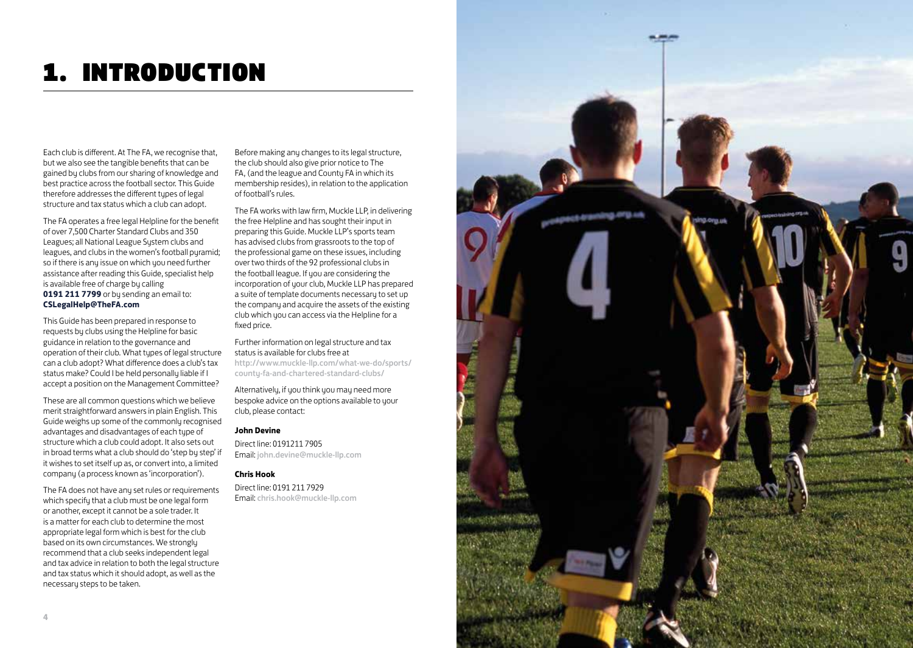# 1. INTRODUCTION

Each club is different. At The FA, we recognise that, but we also see the tangible benefits that can be gained by clubs from our sharing of knowledge and best practice across the football sector. This Guide therefore addresses the different types of legal structure and tax status which a club can adopt.

The FA operates a free legal Helpline for the benefit of over 7,500 Charter Standard Clubs and 350 Leagues; all National League System clubs and leagues, and clubs in the women's football pyramid; so if there is any issue on which you need further assistance after reading this Guide, specialist help is available free of charge by calling **0191 211 7799** or by sending an email to: **CSLegalHelp@TheFA.com**

This Guide has been prepared in response to requests by clubs using the Helpline for basic guidance in relation to the governance and operation of their club. What types of legal structure can a club adopt? What difference does a club's tax status make? Could I be held personally liable if I accept a position on the Management Committee?

These are all common questions which we believe merit straightforward answers in plain English. This Guide weighs up some of the commonly recognised advantages and disadvantages of each type of structure which a club could adopt. It also sets out in broad terms what a club should do 'step by step' if it wishes to set itself up as, or convert into, a limited company (a process known as 'incorporation').

The FA does not have any set rules or requirements which specify that a club must be one legal form or another, except it cannot be a sole trader. It is a matter for each club to determine the most appropriate legal form which is best for the club based on its own circumstances. We strongly recommend that a club seeks independent legal and tax advice in relation to both the legal structure and tax status which it should adopt, as well as the necessary steps to be taken.

Before making any changes to its legal structure, the club should also give prior notice to The FA, (and the league and County FA in which its membership resides), in relation to the application of football's rules.

The FA works with law firm, Muckle LLP, in delivering the free Helpline and has sought their input in preparing this Guide. Muckle LLP's sports team has advised clubs from grassroots to the top of the professional game on these issues, including over two thirds of the 92 professional clubs in the football league. If you are considering the incorporation of your club, Muckle LLP has prepared a suite of template documents necessary to set up the company and acquire the assets of the existing club which you can access via the Helpline for a fixed price.

Further information on legal structure and tax status is available for clubs free at http://www.muckle-llp.com/what-we-do/sports/county-fa-and-chartered-standard-clubs/

Alternatively, if you think you may need more bespoke advice on the options available to your club, please contact:

**John Devine**

Direct line: 0191211 7905
Email: john.devine@muckle-llp.com

**Chris Hook**

Direct line: 0191 211 7929
Email: chris.hook@muckle-llp.com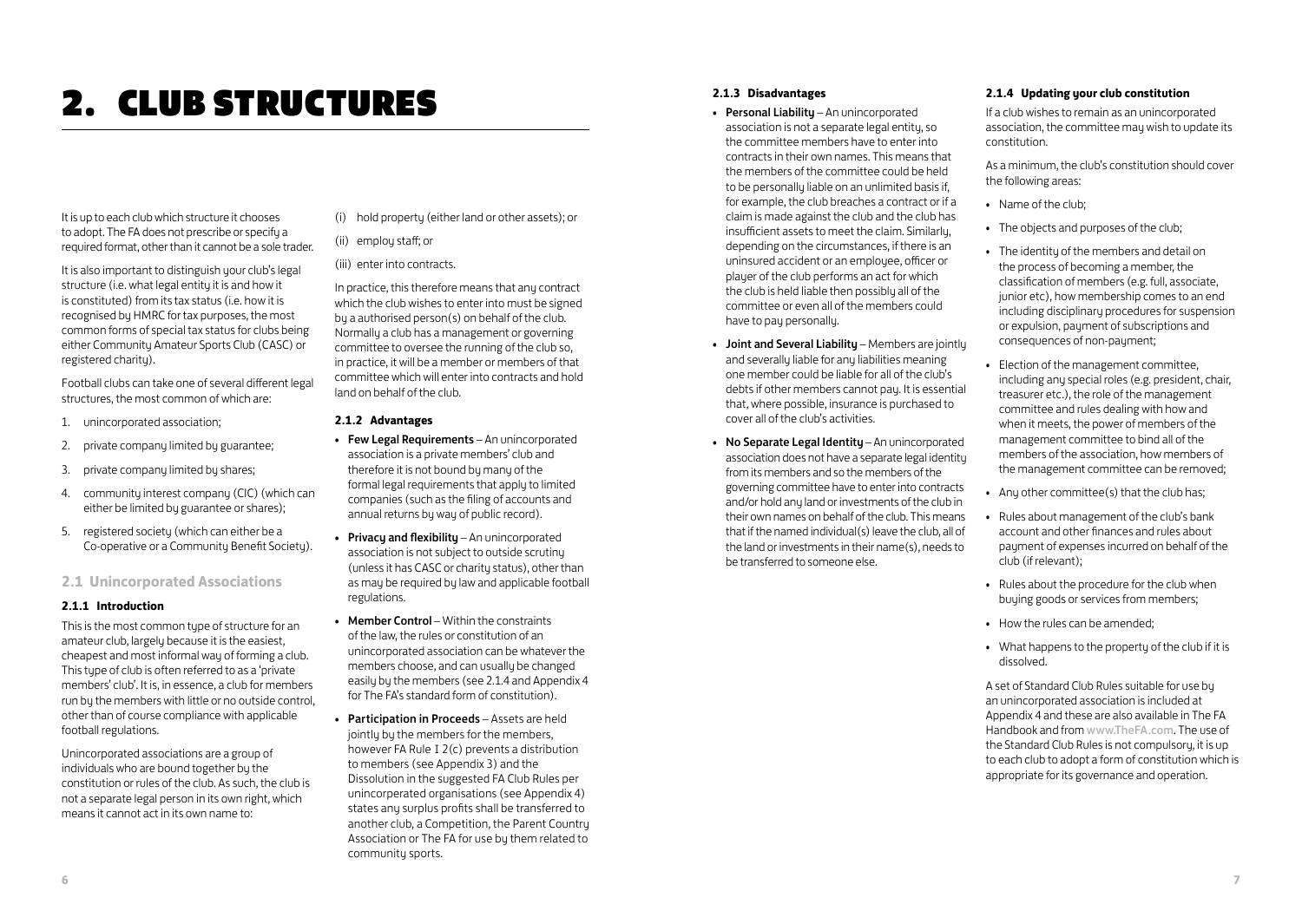# 2. CLUB STRUCTURES

It is up to each club which structure it chooses to adopt. The FA does not prescribe or specify a required format, other than it cannot be a sole trader.

It is also important to distinguish your club's legal structure (i.e. what legal entity it is and how it is constituted) from its tax status (i.e. how it is recognised by HMRC for tax purposes, the most common forms of special tax status for clubs being either Community Amateur Sports Club (CASC) or registered charity).

Football clubs can take one of several different legal structures, the most common of which are:

1. unincorporated association;
2. private company limited by guarantee;
3. private company limited by shares;
4. community interest company (CIC) (which can either be limited by guarantee or shares);
5. registered society (which can either be a Co-operative or a Community Benefit Society).

## 2.1 Unincorporated Associations

### 2.1.1 Introduction

This is the most common type of structure for an amateur club, largely because it is the easiest, cheapest and most informal way of forming a club. This type of club is often referred to as a 'private members' club'. It is, in essence, a club for members run by the members with little or no outside control, other than of course compliance with applicable football regulations.

Unincorporated associations are a group of individuals who are bound together by the constitution or rules of the club. As such, the club is not a separate legal person in its own right, which means it cannot act in its own name to:

(i) hold property (either land or other assets); or

(ii) employ staff; or

(iii) enter into contracts.

In practice, this therefore means that any contract which the club wishes to enter into must be signed by a authorised person(s) on behalf of the club. Normally a club has a management or governing committee to oversee the running of the club so, in practice, it will be a member or members of that committee which will enter into contracts and hold land on behalf of the club.

### 2.1.2 Advantages

- **Few Legal Requirements** – An unincorporated association is a private members' club and therefore it is not bound by many of the formal legal requirements that apply to limited companies (such as the filing of accounts and annual returns by way of public record).
- **Privacy and flexibility** – An unincorporated association is not subject to outside scrutiny (unless it has CASC or charity status), other than as may be required by law and applicable football regulations.
- **Member Control** – Within the constraints of the law, the rules or constitution of an unincorporated association can be whatever the members choose, and can usually be changed easily by the members (see 2.1.4 and Appendix 4 for The FA's standard form of constitution).
- **Participation in Proceeds** – Assets are held jointly by the members for the members, however FA Rule I 2(c) prevents a distribution to members (see Appendix 3) and the Dissolution in the suggested FA Club Rules per unincorperated organisations (see Appendix 4) states any surplus profits shall be transferred to another club, a Competition, the Parent Country Association or The FA for use by them related to community sports.

### 2.1.3 Disadvantages

- **Personal Liability** – An unincorporated association is not a separate legal entity, so the committee members have to enter into contracts in their own names. This means that the members of the committee could be held to be personally liable on an unlimited basis if, for example, the club breaches a contract or if a claim is made against the club and the club has insufficient assets to meet the claim. Similarly, depending on the circumstances, if there is an uninsured accident or an employee, officer or player of the club performs an act for which the club is held liable then possibly all of the committee or even all of the members could have to pay personally.
- **Joint and Several Liability** – Members are jointly and severally liable for any liabilities meaning one member could be liable for all of the club's debts if other members cannot pay. It is essential that, where possible, insurance is purchased to cover all of the club's activities.
- **No Separate Legal Identity** – An unincorporated association does not have a separate legal identity from its members and so the members of the governing committee have to enter into contracts and/or hold any land or investments of the club in their own names on behalf of the club. This means that if the named individual(s) leave the club, all of the land or investments in their name(s), needs to be transferred to someone else.

### 2.1.4 Updating your club constitution

If a club wishes to remain as an unincorporated association, the committee may wish to update its constitution.

As a minimum, the club's constitution should cover the following areas:

- Name of the club;
- The objects and purposes of the club;
- The identity of the members and detail on the process of becoming a member, the classification of members (e.g. full, associate, junior etc), how membership comes to an end including disciplinary procedures for suspension or expulsion, payment of subscriptions and consequences of non-payment;
- Election of the management committee, including any special roles (e.g. president, chair, treasurer etc.), the role of the management committee and rules dealing with how and when it meets, the power of members of the management committee to bind all of the members of the association, how members of the management committee can be removed;
- Any other committee(s) that the club has;
- Rules about management of the club's bank account and other finances and rules about payment of expenses incurred on behalf of the club (if relevant);
- Rules about the procedure for the club when buying goods or services from members;
- How the rules can be amended;
- What happens to the property of the club if it is dissolved.

A set of Standard Club Rules suitable for use by an unincorporated association is included at Appendix 4 and these are also available in The FA Handbook and from www.TheFA.com. The use of the Standard Club Rules is not compulsory, it is up to each club to adopt a form of constitution which is appropriate for its governance and operation.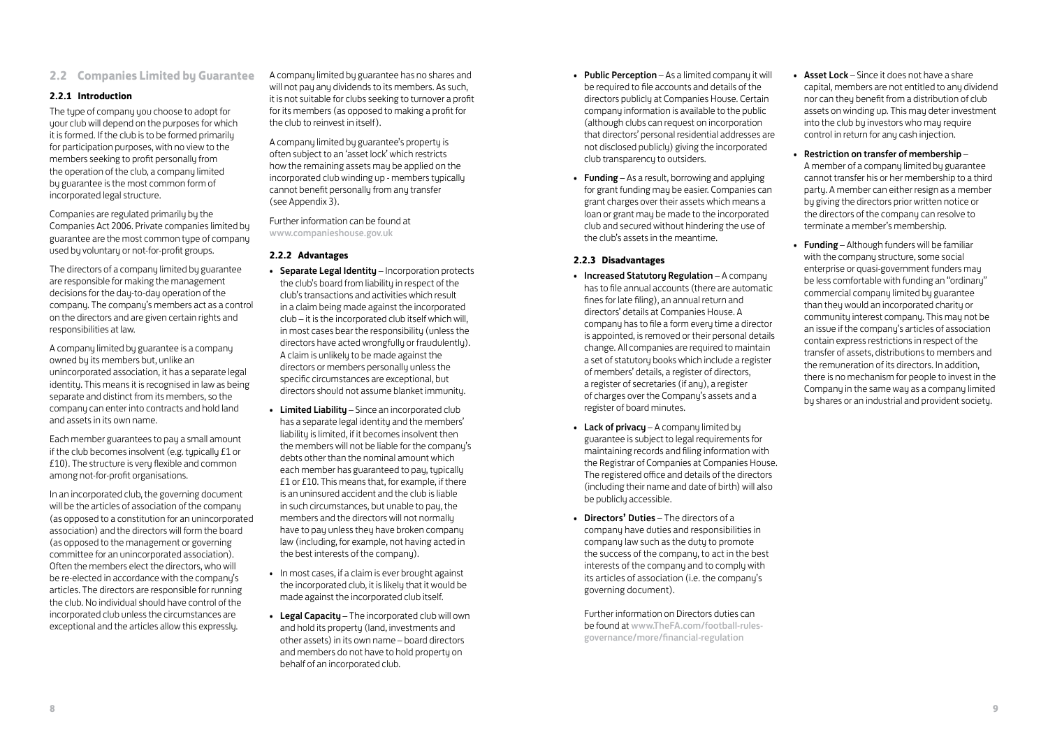## 2.2 Companies Limited by Guarantee

### 2.2.1 Introduction

The type of company you choose to adopt for your club will depend on the purposes for which it is formed. If the club is to be formed primarily for participation purposes, with no view to the members seeking to profit personally from the operation of the club, a company limited by guarantee is the most common form of incorporated legal structure.

Companies are regulated primarily by the Companies Act 2006. Private companies limited by guarantee are the most common type of company used by voluntary or not-for-profit groups.

The directors of a company limited by guarantee are responsible for making the management decisions for the day-to-day operation of the company. The company's members act as a control on the directors and are given certain rights and responsibilities at law.

A company limited by guarantee is a company owned by its members but, unlike an unincorporated association, it has a separate legal identity. This means it is recognised in law as being separate and distinct from its members, so the company can enter into contracts and hold land and assets in its own name.

Each member guarantees to pay a small amount if the club becomes insolvent (e.g. typically £1 or £10). The structure is very flexible and common among not-for-profit organisations.

In an incorporated club, the governing document will be the articles of association of the company (as opposed to a constitution for an unincorporated association) and the directors will form the board (as opposed to the management or governing committee for an unincorporated association). Often the members elect the directors, who will be re-elected in accordance with the company's articles. The directors are responsible for running the club. No individual should have control of the incorporated club unless the circumstances are exceptional and the articles allow this expressly.

A company limited by guarantee has no shares and will not pay any dividends to its members. As such, it is not suitable for clubs seeking to turnover a profit for its members (as opposed to making a profit for the club to reinvest in itself).

A company limited by guarantee's property is often subject to an 'asset lock' which restricts how the remaining assets may be applied on the incorporated club winding up - members typically cannot benefit personally from any transfer (see Appendix 3).

Further information can be found at www.companieshouse.gov.uk

### 2.2.2 Advantages

- **Separate Legal Identity** – Incorporation protects the club's board from liability in respect of the club's transactions and activities which result in a claim being made against the incorporated club – it is the incorporated club itself which will, in most cases bear the responsibility (unless the directors have acted wrongfully or fraudulently). A claim is unlikely to be made against the directors or members personally unless the specific circumstances are exceptional, but directors should not assume blanket immunity.
- **Limited Liability** – Since an incorporated club has a separate legal identity and the members' liability is limited, if it becomes insolvent then the members will not be liable for the company's debts other than the nominal amount which each member has guaranteed to pay, typically £1 or £10. This means that, for example, if there is an uninsured accident and the club is liable in such circumstances, but unable to pay, the members and the directors will not normally have to pay unless they have broken company law (including, for example, not having acted in the best interests of the company).
- In most cases, if a claim is ever brought against the incorporated club, it is likely that it would be made against the incorporated club itself.
- **Legal Capacity** – The incorporated club will own and hold its property (land, investments and other assets) in its own name – board directors and members do not have to hold property on behalf of an incorporated club.
- **Public Perception** – As a limited company it will be required to file accounts and details of the directors publicly at Companies House. Certain company information is available to the public (although clubs can request on incorporation that directors' personal residential addresses are not disclosed publicly) giving the incorporated club transparency to outsiders.
- **Funding** – As a result, borrowing and applying for grant funding may be easier. Companies can grant charges over their assets which means a loan or grant may be made to the incorporated club and secured without hindering the use of the club's assets in the meantime.

### 2.2.3 Disadvantages

- **Increased Statutory Regulation** – A company has to file annual accounts (there are automatic fines for late filing), an annual return and directors' details at Companies House. A company has to file a form every time a director is appointed, is removed or their personal details change. All companies are required to maintain a set of statutory books which include a register of members' details, a register of directors, a register of secretaries (if any), a register of charges over the Company's assets and a register of board minutes.
- **Lack of privacy** – A company limited by guarantee is subject to legal requirements for maintaining records and filing information with the Registrar of Companies at Companies House. The registered office and details of the directors (including their name and date of birth) will also be publicly accessible.
- **Directors' Duties** – The directors of a company have duties and responsibilities in company law such as the duty to promote the success of the company, to act in the best interests of the company and to comply with its articles of association (i.e. the company's governing document).

  Further information on Directors duties can be found at www.TheFA.com/football-rules-governance/more/financial-regulation
- **Asset Lock** – Since it does not have a share capital, members are not entitled to any dividend nor can they benefit from a distribution of club assets on winding up. This may deter investment into the club by investors who may require control in return for any cash injection.
- **Restriction on transfer of membership** – A member of a company limited by guarantee cannot transfer his or her membership to a third party. A member can either resign as a member by giving the directors prior written notice or the directors of the company can resolve to terminate a member's membership.
- **Funding** – Although funders will be familiar with the company structure, some social enterprise or quasi-government funders may be less comfortable with funding an "ordinary" commercial company limited by guarantee than they would an incorporated charity or community interest company. This may not be an issue if the company's articles of association contain express restrictions in respect of the transfer of assets, distributions to members and the remuneration of its directors. In addition, there is no mechanism for people to invest in the Company in the same way as a company limited by shares or an industrial and provident society.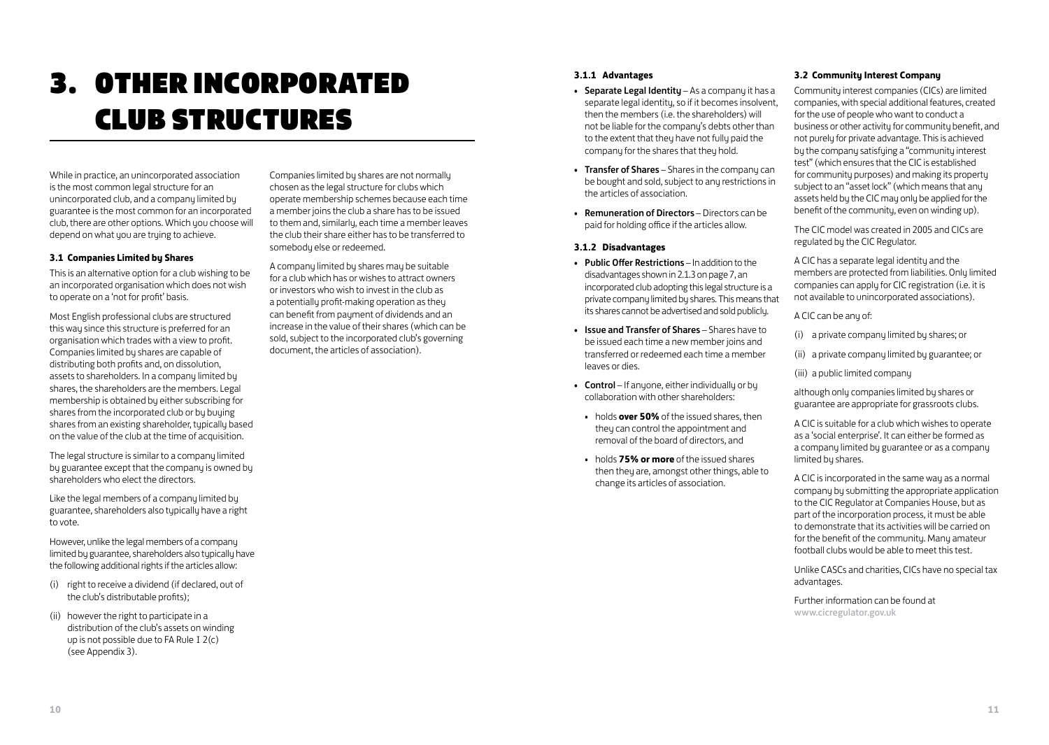# 3. OTHER INCORPORATED CLUB STRUCTURES

While in practice, an unincorporated association is the most common legal structure for an unincorporated club, and a company limited by guarantee is the most common for an incorporated club, there are other options. Which you choose will depend on what you are trying to achieve.

### 3.1 Companies Limited by Shares

This is an alternative option for a club wishing to be an incorporated organisation which does not wish to operate on a 'not for profit' basis.

Most English professional clubs are structured this way since this structure is preferred for an organisation which trades with a view to profit. Companies limited by shares are capable of distributing both profits and, on dissolution, assets to shareholders. In a company limited by shares, the shareholders are the members. Legal membership is obtained by either subscribing for shares from the incorporated club or by buying shares from an existing shareholder, typically based on the value of the club at the time of acquisition.

The legal structure is similar to a company limited by guarantee except that the company is owned by shareholders who elect the directors.

Like the legal members of a company limited by guarantee, shareholders also typically have a right to vote.

However, unlike the legal members of a company limited by guarantee, shareholders also typically have the following additional rights if the articles allow:

(i) right to receive a dividend (if declared, out of the club's distributable profits);

(ii) however the right to participate in a distribution of the club's assets on winding up is not possible due to FA Rule I 2(c) (see Appendix 3).

Companies limited by shares are not normally chosen as the legal structure for clubs which operate membership schemes because each time a member joins the club a share has to be issued to them and, similarly, each time a member leaves the club their share either has to be transferred to somebody else or redeemed.

A company limited by shares may be suitable for a club which has or wishes to attract owners or investors who wish to invest in the club as a potentially profit-making operation as they can benefit from payment of dividends and an increase in the value of their shares (which can be sold, subject to the incorporated club's governing document, the articles of association).

#### 3.1.1 Advantages

- **Separate Legal Identity** – As a company it has a separate legal identity, so if it becomes insolvent, then the members (i.e. the shareholders) will not be liable for the company's debts other than to the extent that they have not fully paid the company for the shares that they hold.
- **Transfer of Shares** – Shares in the company can be bought and sold, subject to any restrictions in the articles of association.
- **Remuneration of Directors** – Directors can be paid for holding office if the articles allow.

#### 3.1.2 Disadvantages

- **Public Offer Restrictions** – In addition to the disadvantages shown in 2.1.3 on page 7, an incorporated club adopting this legal structure is a private company limited by shares. This means that its shares cannot be advertised and sold publicly.
- **Issue and Transfer of Shares** – Shares have to be issued each time a new member joins and transferred or redeemed each time a member leaves or dies.
- **Control** – If anyone, either individually or by collaboration with other shareholders:
  - holds **over 50%** of the issued shares, then they can control the appointment and removal of the board of directors, and
  - holds **75% or more** of the issued shares then they are, amongst other things, able to change its articles of association.

### 3.2 Community Interest Company

Community interest companies (CICs) are limited companies, with special additional features, created for the use of people who want to conduct a business or other activity for community benefit, and not purely for private advantage. This is achieved by the company satisfying a "community interest test" (which ensures that the CIC is established for community purposes) and making its property subject to an "asset lock" (which means that any assets held by the CIC may only be applied for the benefit of the community, even on winding up).

The CIC model was created in 2005 and CICs are regulated by the CIC Regulator.

A CIC has a separate legal identity and the members are protected from liabilities. Only limited companies can apply for CIC registration (i.e. it is not available to unincorporated associations).

A CIC can be any of:

(i) a private company limited by shares; or

(ii) a private company limited by guarantee; or

(iii) a public limited company

although only companies limited by shares or guarantee are appropriate for grassroots clubs.

A CIC is suitable for a club which wishes to operate as a 'social enterprise'. It can either be formed as a company limited by guarantee or as a company limited by shares.

A CIC is incorporated in the same way as a normal company by submitting the appropriate application to the CIC Regulator at Companies House, but as part of the incorporation process, it must be able to demonstrate that its activities will be carried on for the benefit of the community. Many amateur football clubs would be able to meet this test.

Unlike CASCs and charities, CICs have no special tax advantages.

Further information can be found at www.cicregulator.gov.uk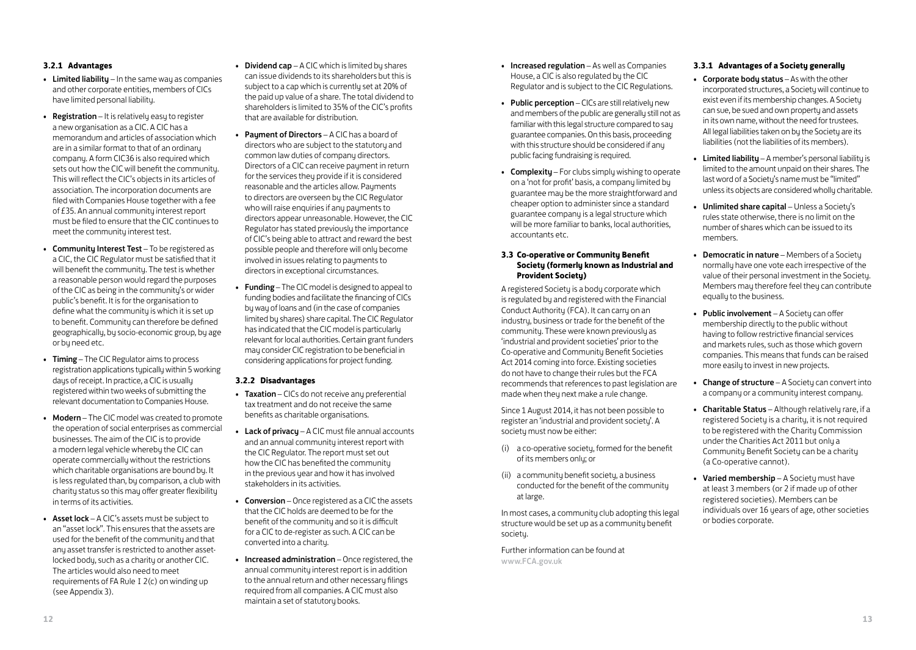#### 3.2.1 Advantages

- **Limited liability** – In the same way as companies and other corporate entities, members of CICs have limited personal liability.
- **Registration** – It is relatively easy to register a new organisation as a CIC. A CIC has a memorandum and articles of association which are in a similar format to that of an ordinary company. A form CIC36 is also required which sets out how the CIC will benefit the community. This will reflect the CIC's objects in its articles of association. The incorporation documents are filed with Companies House together with a fee of £35. An annual community interest report must be filed to ensure that the CIC continues to meet the community interest test.
- **Community Interest Test** – To be registered as a CIC, the CIC Regulator must be satisfied that it will benefit the community. The test is whether a reasonable person would regard the purposes of the CIC as being in the community's or wider public's benefit. It is for the organisation to define what the community is which it is set up to benefit. Community can therefore be defined geographically, by socio-economic group, by age or by need etc.
- **Timing** – The CIC Regulator aims to process registration applications typically within 5 working days of receipt. In practice, a CIC is usually registered within two weeks of submitting the relevant documentation to Companies House.
- **Modern** – The CIC model was created to promote the operation of social enterprises as commercial businesses. The aim of the CIC is to provide a modern legal vehicle whereby the CIC can operate commercially without the restrictions which charitable organisations are bound by. It is less regulated than, by comparison, a club with charity status so this may offer greater flexibility in terms of its activities.
- **Asset lock** – A CIC's assets must be subject to an "asset lock". This ensures that the assets are used for the benefit of the community and that any asset transfer is restricted to another asset-locked body, such as a charity or another CIC. The articles would also need to meet requirements of FA Rule I 2(c) on winding up (see Appendix 3).
- **Dividend cap** – A CIC which is limited by shares can issue dividends to its shareholders but this is subject to a cap which is currently set at 20% of the paid up value of a share. The total dividend to shareholders is limited to 35% of the CIC's profits that are available for distribution.
- **Payment of Directors** – A CIC has a board of directors who are subject to the statutory and common law duties of company directors. Directors of a CIC can receive payment in return for the services they provide if it is considered reasonable and the articles allow. Payments to directors are overseen by the CIC Regulator who will raise enquiries if any payments to directors appear unreasonable. However, the CIC Regulator has stated previously the importance of CIC's being able to attract and reward the best possible people and therefore will only become involved in issues relating to payments to directors in exceptional circumstances.
- **Funding** – The CIC model is designed to appeal to funding bodies and facilitate the financing of CICs by way of loans and (in the case of companies limited by shares) share capital. The CIC Regulator has indicated that the CIC model is particularly relevant for local authorities. Certain grant funders may consider CIC registration to be beneficial in considering applications for project funding.

#### 3.2.2 Disadvantages

- **Taxation** – CICs do not receive any preferential tax treatment and do not receive the same benefits as charitable organisations.
- **Lack of privacy** – A CIC must file annual accounts and an annual community interest report with the CIC Regulator. The report must set out how the CIC has benefited the community in the previous year and how it has involved stakeholders in its activities.
- **Conversion** – Once registered as a CIC the assets that the CIC holds are deemed to be for the benefit of the community and so it is difficult for a CIC to de-register as such. A CIC can be converted into a charity.
- **Increased administration** – Once registered, the annual community interest report is in addition to the annual return and other necessary filings required from all companies. A CIC must also maintain a set of statutory books.
- **Increased regulation** – As well as Companies House, a CIC is also regulated by the CIC Regulator and is subject to the CIC Regulations.
- **Public perception** – CICs are still relatively new and members of the public are generally still not as familiar with this legal structure compared to say guarantee companies. On this basis, proceeding with this structure should be considered if any public facing fundraising is required.
- **Complexity** – For clubs simply wishing to operate on a 'not for profit' basis, a company limited by guarantee may be the more straightforward and cheaper option to administer since a standard guarantee company is a legal structure which will be more familiar to banks, local authorities, accountants etc.

### 3.3 Co-operative or Community Benefit Society (formerly known as Industrial and Provident Society)

A registered Society is a body corporate which is regulated by and registered with the Financial Conduct Authority (FCA). It can carry on an industry, business or trade for the benefit of the community. These were known previously as 'industrial and provident societies' prior to the Co-operative and Community Benefit Societies Act 2014 coming into force. Existing societies do not have to change their rules but the FCA recommends that references to past legislation are made when they next make a rule change.

Since 1 August 2014, it has not been possible to register an 'industrial and provident society'. A society must now be either:

(i) a co-operative society, formed for the benefit of its members only; or

(ii) a community benefit society, a business conducted for the benefit of the community at large.

In most cases, a community club adopting this legal structure would be set up as a community benefit society.

Further information can be found at **www.FCA.gov.uk**

#### 3.3.1 Advantages of a Society generally

- **Corporate body status** – As with the other incorporated structures, a Society will continue to exist even if its membership changes. A Society can sue, be sued and own property and assets in its own name, without the need for trustees. All legal liabilities taken on by the Society are its liabilities (not the liabilities of its members).
- **Limited liability** – A member's personal liability is limited to the amount unpaid on their shares. The last word of a Society's name must be "limited" unless its objects are considered wholly charitable.
- **Unlimited share capital** – Unless a Society's rules state otherwise, there is no limit on the number of shares which can be issued to its members.
- **Democratic in nature** – Members of a Society normally have one vote each irrespective of the value of their personal investment in the Society. Members may therefore feel they can contribute equally to the business.
- **Public involvement** – A Society can offer membership directly to the public without having to follow restrictive financial services and markets rules, such as those which govern companies. This means that funds can be raised more easily to invest in new projects.
- **Change of structure** – A Society can convert into a company or a community interest company.
- **Charitable Status** – Although relatively rare, if a registered Society is a charity, it is not required to be registered with the Charity Commission under the Charities Act 2011 but only a Community Benefit Society can be a charity (a Co-operative cannot).
- **Varied membership** – A Society must have at least 3 members (or 2 if made up of other registered societies). Members can be individuals over 16 years of age, other societies or bodies corporate.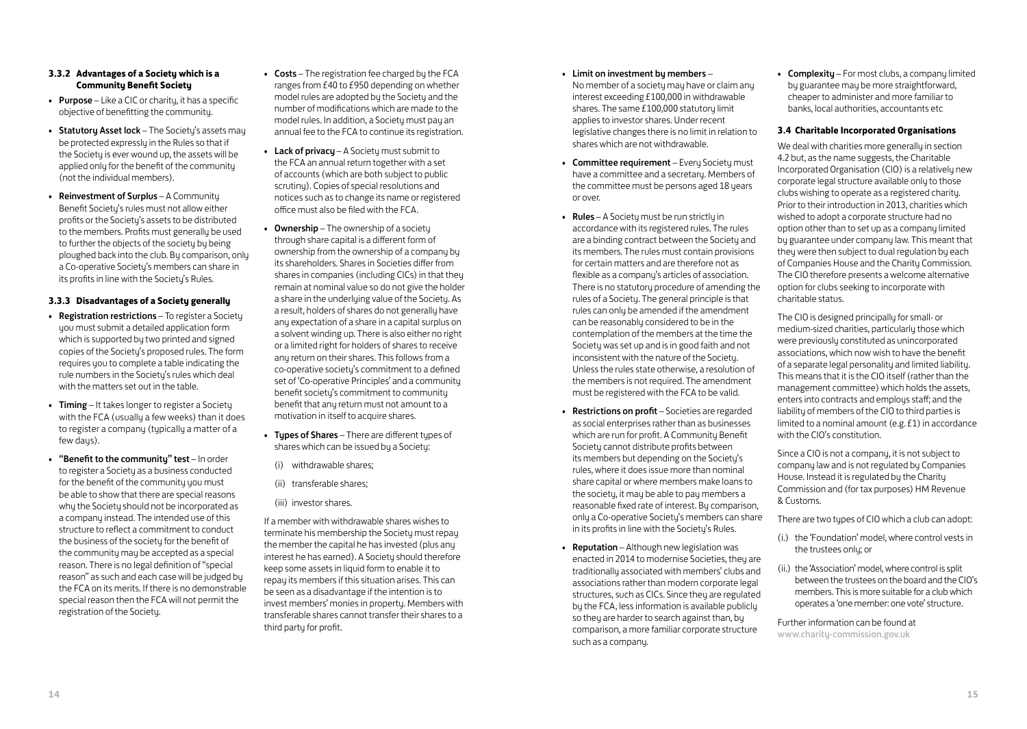### 3.3.2 Advantages of a Society which is a Community Benefit Society

- **Purpose** – Like a CIC or charity, it has a specific objective of benefitting the community.
- **Statutory Asset lock** – The Society's assets may be protected expressly in the Rules so that if the Society is ever wound up, the assets will be applied only for the benefit of the community (not the individual members).
- **Reinvestment of Surplus** – A Community Benefit Society's rules must not allow either profits or the Society's assets to be distributed to the members. Profits must generally be used to further the objects of the society by being ploughed back into the club. By comparison, only a Co-operative Society's members can share in its profits in line with the Society's Rules.

### 3.3.3 Disadvantages of a Society generally

- **Registration restrictions** – To register a Society you must submit a detailed application form which is supported by two printed and signed copies of the Society's proposed rules. The form requires you to complete a table indicating the rule numbers in the Society's rules which deal with the matters set out in the table.
- **Timing** – It takes longer to register a Society with the FCA (usually a few weeks) than it does to register a company (typically a matter of a few days).
- **"Benefit to the community" test** – In order to register a Society as a business conducted for the benefit of the community you must be able to show that there are special reasons why the Society should not be incorporated as a company instead. The intended use of this structure to reflect a commitment to conduct the business of the society for the benefit of the community may be accepted as a special reason. There is no legal definition of "special reason" as such and each case will be judged by the FCA on its merits. If there is no demonstrable special reason then the FCA will not permit the registration of the Society.
- **Costs** – The registration fee charged by the FCA ranges from £40 to £950 depending on whether model rules are adopted by the Society and the number of modifications which are made to the model rules. In addition, a Society must pay an annual fee to the FCA to continue its registration.
- **Lack of privacy** – A Society must submit to the FCA an annual return together with a set of accounts (which are both subject to public scrutiny). Copies of special resolutions and notices such as to change its name or registered office must also be filed with the FCA.
- **Ownership** – The ownership of a society through share capital is a different form of ownership from the ownership of a company by its shareholders. Shares in Societies differ from shares in companies (including CICs) in that they remain at nominal value so do not give the holder a share in the underlying value of the Society. As a result, holders of shares do not generally have any expectation of a share in a capital surplus on a solvent winding up. There is also either no right or a limited right for holders of shares to receive any return on their shares. This follows from a co-operative society's commitment to a defined set of 'Co-operative Principles' and a community benefit society's commitment to community benefit that any return must not amount to a motivation in itself to acquire shares.
- **Types of Shares** – There are different types of shares which can be issued by a Society:
  (i) withdrawable shares;
  (ii) transferable shares;
  (iii) investor shares.

If a member with withdrawable shares wishes to terminate his membership the Society must repay the member the capital he has invested (plus any interest he has earned). A Society should therefore keep some assets in liquid form to enable it to repay its members if this situation arises. This can be seen as a disadvantage if the intention is to invest members' monies in property. Members with transferable shares cannot transfer their shares to a third party for profit.

- **Limit on investment by members** – No member of a society may have or claim any interest exceeding £100,000 in withdrawable shares. The same £100,000 statutory limit applies to investor shares. Under recent legislative changes there is no limit in relation to shares which are not withdrawable.
- **Committee requirement** – Every Society must have a committee and a secretary. Members of the committee must be persons aged 18 years or over.
- **Rules** – A Society must be run strictly in accordance with its registered rules. The rules are a binding contract between the Society and its members. The rules must contain provisions for certain matters and are therefore not as flexible as a company's articles of association. There is no statutory procedure of amending the rules of a Society. The general principle is that rules can only be amended if the amendment can be reasonably considered to be in the contemplation of the members at the time the Society was set up and is in good faith and not inconsistent with the nature of the Society. Unless the rules state otherwise, a resolution of the members is not required. The amendment must be registered with the FCA to be valid.
- **Restrictions on profit** – Societies are regarded as social enterprises rather than as businesses which are run for profit. A Community Benefit Society cannot distribute profits between its members but depending on the Society's rules, where it does issue more than nominal share capital or where members make loans to the society, it may be able to pay members a reasonable fixed rate of interest. By comparison, only a Co-operative Society's members can share in its profits in line with the Society's Rules.
- **Reputation** – Although new legislation was enacted in 2014 to modernise Societies, they are traditionally associated with members' clubs and associations rather than modern corporate legal structures, such as CICs. Since they are regulated by the FCA, less information is available publicly so they are harder to search against than, by comparison, a more familiar corporate structure such as a company.
- **Complexity** – For most clubs, a company limited by guarantee may be more straightforward, cheaper to administer and more familiar to banks, local authorities, accountants etc

### 3.4 Charitable Incorporated Organisations

We deal with charities more generally in section 4.2 but, as the name suggests, the Charitable Incorporated Organisation (CIO) is a relatively new corporate legal structure available only to those clubs wishing to operate as a registered charity. Prior to their introduction in 2013, charities which wished to adopt a corporate structure had no option other than to set up as a company limited by guarantee under company law. This meant that they were then subject to dual regulation by each of Companies House and the Charity Commission. The CIO therefore presents a welcome alternative option for clubs seeking to incorporate with charitable status.

The CIO is designed principally for small- or medium-sized charities, particularly those which were previously constituted as unincorporated associations, which now wish to have the benefit of a separate legal personality and limited liability. This means that it is the CIO itself (rather than the management committee) which holds the assets, enters into contracts and employs staff; and the liability of members of the CIO to third parties is limited to a nominal amount (e.g. £1) in accordance with the CIO's constitution.

Since a CIO is not a company, it is not subject to company law and is not regulated by Companies House. Instead it is regulated by the Charity Commission and (for tax purposes) HM Revenue & Customs.

There are two types of CIO which a club can adopt:

(i.) the 'Foundation' model, where control vests in the trustees only; or

(ii.) the 'Association' model, where control is split between the trustees on the board and the CIO's members. This is more suitable for a club which operates a 'one member: one vote' structure.

Further information can be found at www.charity-commission.gov.uk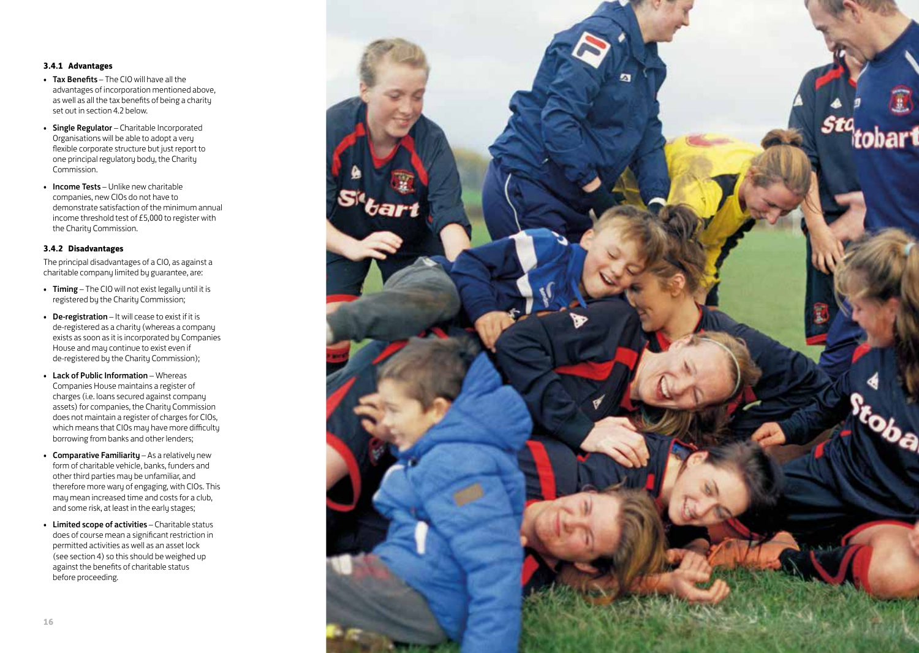### 3.4.1 Advantages

- **Tax Benefits** – The CIO will have all the advantages of incorporation mentioned above, as well as all the tax benefits of being a charity set out in section 4.2 below.
- **Single Regulator** – Charitable Incorporated Organisations will be able to adopt a very flexible corporate structure but just report to one principal regulatory body, the Charity Commission.
- **Income Tests** – Unlike new charitable companies, new CIOs do not have to demonstrate satisfaction of the minimum annual income threshold test of £5,000 to register with the Charity Commission.

### 3.4.2 Disadvantages

The principal disadvantages of a CIO, as against a charitable company limited by guarantee, are:

- **Timing** – The CIO will not exist legally until it is registered by the Charity Commission;
- **De-registration** – It will cease to exist if it is de-registered as a charity (whereas a company exists as soon as it is incorporated by Companies House and may continue to exist even if de-registered by the Charity Commission);
- **Lack of Public Information** – Whereas Companies House maintains a register of charges (i.e. loans secured against company assets) for companies, the Charity Commission does not maintain a register of charges for CIOs, which means that CIOs may have more difficulty borrowing from banks and other lenders;
- **Comparative Familiarity** – As a relatively new form of charitable vehicle, banks, funders and other third parties may be unfamiliar, and therefore more wary of engaging, with CIOs. This may mean increased time and costs for a club, and some risk, at least in the early stages;
- **Limited scope of activities** – Charitable status does of course mean a significant restriction in permitted activities as well as an asset lock (see section 4) so this should be weighed up against the benefits of charitable status before proceeding.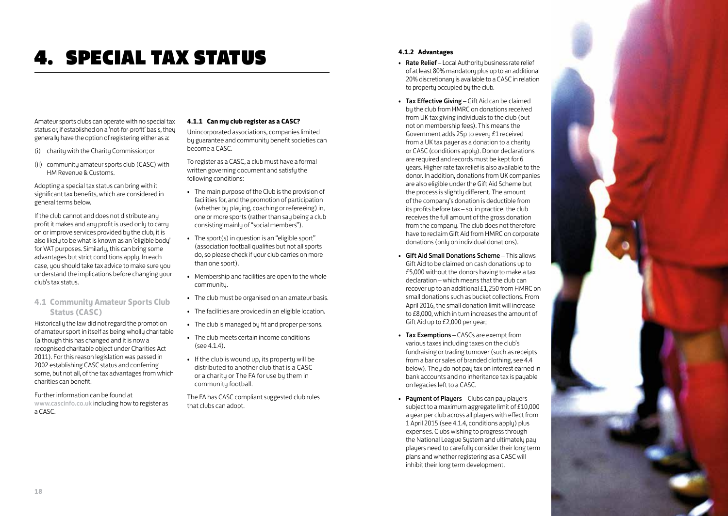# 4. SPECIAL TAX STATUS

Amateur sports clubs can operate with no special tax status or, if established on a 'not-for-profit' basis, they generally have the option of registering either as a:

(i) charity with the Charity Commission; or

(ii) community amateur sports club (CASC) with HM Revenue & Customs.

Adopting a special tax status can bring with it significant tax benefits, which are considered in general terms below.

If the club cannot and does not distribute any profit it makes and any profit is used only to carry on or improve services provided by the club, it is also likely to be what is known as an 'eligible body' for VAT purposes. Similarly, this can bring some advantages but strict conditions apply. In each case, you should take tax advice to make sure you understand the implications before changing your club's tax status.

## 4.1 Community Amateur Sports Club Status (CASC)

Historically the law did not regard the promotion of amateur sport in itself as being wholly charitable (although this has changed and it is now a recognised charitable object under Charities Act 2011). For this reason legislation was passed in 2002 establishing CASC status and conferring some, but not all, of the tax advantages from which charities can benefit.

Further information can be found at www.cascinfo.co.uk including how to register as a CASC.

### 4.1.1 Can my club register as a CASC?

Unincorporated associations, companies limited by guarantee and community benefit societies can become a CASC.

To register as a CASC, a club must have a formal written governing document and satisfy the following conditions:

- The main purpose of the Club is the provision of facilities for, and the promotion of participation (whether by playing, coaching or refereeing) in, one or more sports (rather than say being a club consisting mainly of "social members").
- The sport(s) in question is an "eligible sport" (association football qualifies but not all sports do, so please check if your club carries on more than one sport).
- Membership and facilities are open to the whole community.
- The club must be organised on an amateur basis.
- The facilities are provided in an eligible location.
- The club is managed by fit and proper persons.
- The club meets certain income conditions (see 4.1.4).
- If the club is wound up, its property will be distributed to another club that is a CASC or a charity or The FA for use by them in community football.

The FA has CASC compliant suggested club rules that clubs can adopt.

### 4.1.2 Advantages

- **Rate Relief** – Local Authority business rate relief of at least 80% mandatory plus up to an additional 20% discretionary is available to a CASC in relation to property occupied by the club.
- **Tax Effective Giving** – Gift Aid can be claimed by the club from HMRC on donations received from UK tax giving individuals to the club (but not on membership fees). This means the Government adds 25p to every £1 received from a UK tax payer as a donation to a charity or CASC (conditions apply). Donor declarations are required and records must be kept for 6 years. Higher rate tax relief is also available to the donor. In addition, donations from UK companies are also eligible under the Gift Aid Scheme but the process is slightly different. The amount of the company's donation is deductible from its profits before tax – so, in practice, the club receives the full amount of the gross donation from the company. The club does not therefore have to reclaim Gift Aid from HMRC on corporate donations (only on individual donations).
- **Gift Aid Small Donations Scheme** – This allows Gift Aid to be claimed on cash donations up to £5,000 without the donors having to make a tax declaration – which means that the club can recover up to an additional £1,250 from HMRC on small donations such as bucket collections. From April 2016, the small donation limit will increase to £8,000, which in turn increases the amount of Gift Aid up to £2,000 per year;
- **Tax Exemptions** – CASCs are exempt from various taxes including taxes on the club's fundraising or trading turnover (such as receipts from a bar or sales of branded clothing, see 4.4 below). They do not pay tax on interest earned in bank accounts and no inheritance tax is payable on legacies left to a CASC.
- **Payment of Players** – Clubs can pay players subject to a maximum aggregate limit of £10,000 a year per club across all players with effect from 1 April 2015 (see 4.1.4, conditions apply) plus expenses. Clubs wishing to progress through the National League System and ultimately pay players need to carefully consider their long term plans and whether registering as a CASC will inhibit their long term development.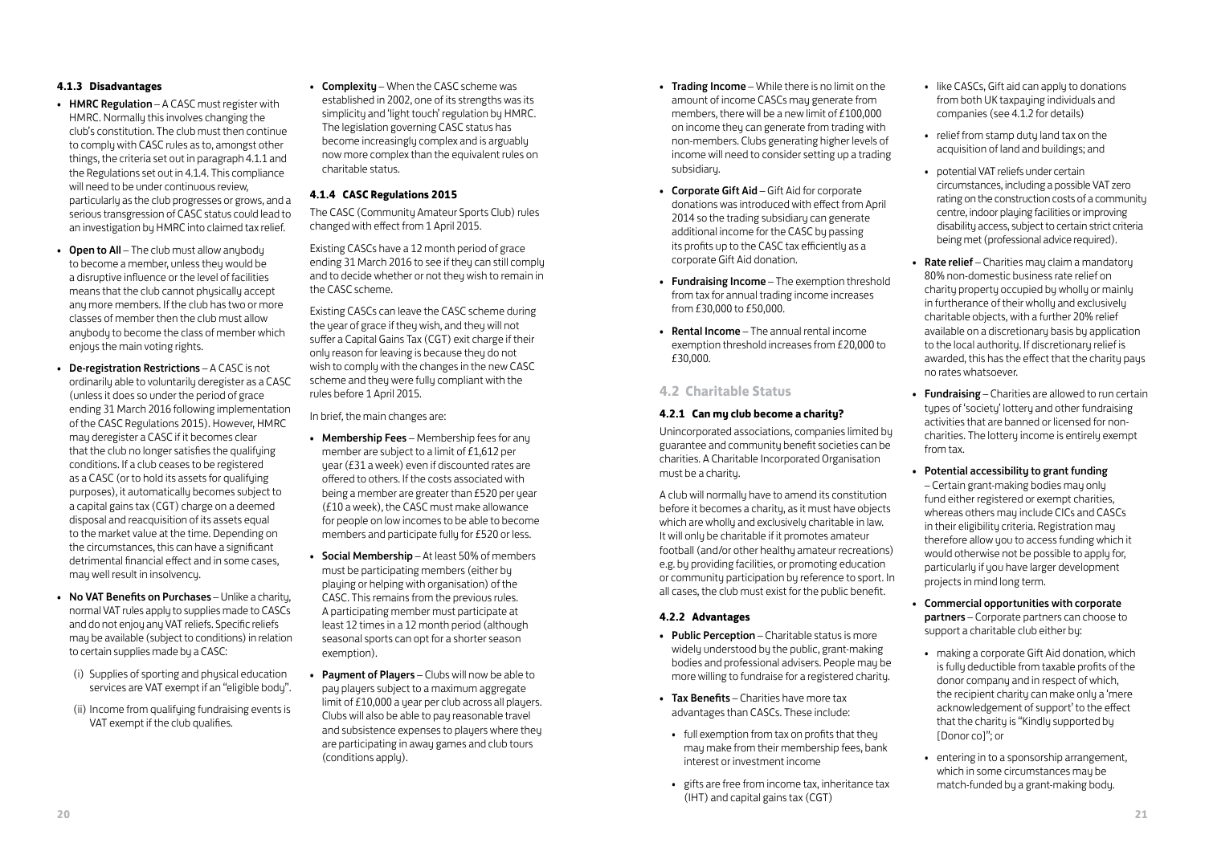#### 4.1.3 Disadvantages

- **HMRC Regulation** – A CASC must register with HMRC. Normally this involves changing the club's constitution. The club must then continue to comply with CASC rules as to, amongst other things, the criteria set out in paragraph 4.1.1 and the Regulations set out in 4.1.4. This compliance will need to be under continuous review, particularly as the club progresses or grows, and a serious transgression of CASC status could lead to an investigation by HMRC into claimed tax relief.
- **Open to All** – The club must allow anybody to become a member, unless they would be a disruptive influence or the level of facilities means that the club cannot physically accept any more members. If the club has two or more classes of member then the club must allow anybody to become the class of member which enjoys the main voting rights.
- **De-registration Restrictions** – A CASC is not ordinarily able to voluntarily deregister as a CASC (unless it does so under the period of grace ending 31 March 2016 following implementation of the CASC Regulations 2015). However, HMRC may deregister a CASC if it becomes clear that the club no longer satisfies the qualifying conditions. If a club ceases to be registered as a CASC (or to hold its assets for qualifying purposes), it automatically becomes subject to a capital gains tax (CGT) charge on a deemed disposal and reacquisition of its assets equal to the market value at the time. Depending on the circumstances, this can have a significant detrimental financial effect and in some cases, may well result in insolvency.
- **No VAT Benefits on Purchases** – Unlike a charity, normal VAT rules apply to supplies made to CASCs and do not enjoy any VAT reliefs. Specific reliefs may be available (subject to conditions) in relation to certain supplies made by a CASC:
  - (i) Supplies of sporting and physical education services are VAT exempt if an "eligible body".
  - (ii) Income from qualifying fundraising events is VAT exempt if the club qualifies.
- **Complexity** – When the CASC scheme was established in 2002, one of its strengths was its simplicity and 'light touch' regulation by HMRC. The legislation governing CASC status has become increasingly complex and is arguably now more complex than the equivalent rules on charitable status.

#### 4.1.4 CASC Regulations 2015

The CASC (Community Amateur Sports Club) rules changed with effect from 1 April 2015.

Existing CASCs have a 12 month period of grace ending 31 March 2016 to see if they can still comply and to decide whether or not they wish to remain in the CASC scheme.

Existing CASCs can leave the CASC scheme during the year of grace if they wish, and they will not suffer a Capital Gains Tax (CGT) exit charge if their only reason for leaving is because they do not wish to comply with the changes in the new CASC scheme and they were fully compliant with the rules before 1 April 2015.

In brief, the main changes are:

- **Membership Fees** – Membership fees for any member are subject to a limit of £1,612 per year (£31 a week) even if discounted rates are offered to others. If the costs associated with being a member are greater than £520 per year (£10 a week), the CASC must make allowance for people on low incomes to be able to become members and participate fully for £520 or less.
- **Social Membership** – At least 50% of members must be participating members (either by playing or helping with organisation) of the CASC. This remains from the previous rules. A participating member must participate at least 12 times in a 12 month period (although seasonal sports can opt for a shorter season exemption).
- **Payment of Players** – Clubs will now be able to pay players subject to a maximum aggregate limit of £10,000 a year per club across all players. Clubs will also be able to pay reasonable travel and subsistence expenses to players where they are participating in away games and club tours (conditions apply).
- **Trading Income** – While there is no limit on the amount of income CASCs may generate from members, there will be a new limit of £100,000 on income they can generate from trading with non-members. Clubs generating higher levels of income will need to consider setting up a trading subsidiary.
- **Corporate Gift Aid** – Gift Aid for corporate donations was introduced with effect from April 2014 so the trading subsidiary can generate additional income for the CASC by passing its profits up to the CASC tax efficiently as a corporate Gift Aid donation.
- **Fundraising Income** – The exemption threshold from tax for annual trading income increases from £30,000 to £50,000.
- **Rental Income** – The annual rental income exemption threshold increases from £20,000 to £30,000.

### 4.2 Charitable Status

#### 4.2.1 Can my club become a charity?

Unincorporated associations, companies limited by guarantee and community benefit societies can be charities. A Charitable Incorporated Organisation must be a charity.

A club will normally have to amend its constitution before it becomes a charity, as it must have objects which are wholly and exclusively charitable in law. It will only be charitable if it promotes amateur football (and/or other healthy amateur recreations) e.g. by providing facilities, or promoting education or community participation by reference to sport. In all cases, the club must exist for the public benefit.

#### 4.2.2 Advantages

- **Public Perception** – Charitable status is more widely understood by the public, grant-making bodies and professional advisers. People may be more willing to fundraise for a registered charity.
- **Tax Benefits** – Charities have more tax advantages than CASCs. These include:
  - full exemption from tax on profits that they may make from their membership fees, bank interest or investment income
  - gifts are free from income tax, inheritance tax (IHT) and capital gains tax (CGT)
  - like CASCs, Gift aid can apply to donations from both UK taxpaying individuals and companies (see 4.1.2 for details)
  - relief from stamp duty land tax on the acquisition of land and buildings; and
  - potential VAT reliefs under certain circumstances, including a possible VAT zero rating on the construction costs of a community centre, indoor playing facilities or improving disability access, subject to certain strict criteria being met (professional advice required).
- **Rate relief** – Charities may claim a mandatory 80% non-domestic business rate relief on charity property occupied by wholly or mainly in furtherance of their wholly and exclusively charitable objects, with a further 20% relief available on a discretionary basis by application to the local authority. If discretionary relief is awarded, this has the effect that the charity pays no rates whatsoever.
- **Fundraising** – Charities are allowed to run certain types of 'society' lottery and other fundraising activities that are banned or licensed for non-charities. The lottery income is entirely exempt from tax.
- **Potential accessibility to grant funding** – Certain grant-making bodies may only fund either registered or exempt charities, whereas others may include CICs and CASCs in their eligibility criteria. Registration may therefore allow you to access funding which it would otherwise not be possible to apply for, particularly if you have larger development projects in mind long term.
- **Commercial opportunities with corporate partners** – Corporate partners can choose to support a charitable club either by:
  - making a corporate Gift Aid donation, which is fully deductible from taxable profits of the donor company and in respect of which, the recipient charity can make only a 'mere acknowledgement of support' to the effect that the charity is "Kindly supported by [Donor co]"; or
  - entering in to a sponsorship arrangement, which in some circumstances may be match-funded by a grant-making body.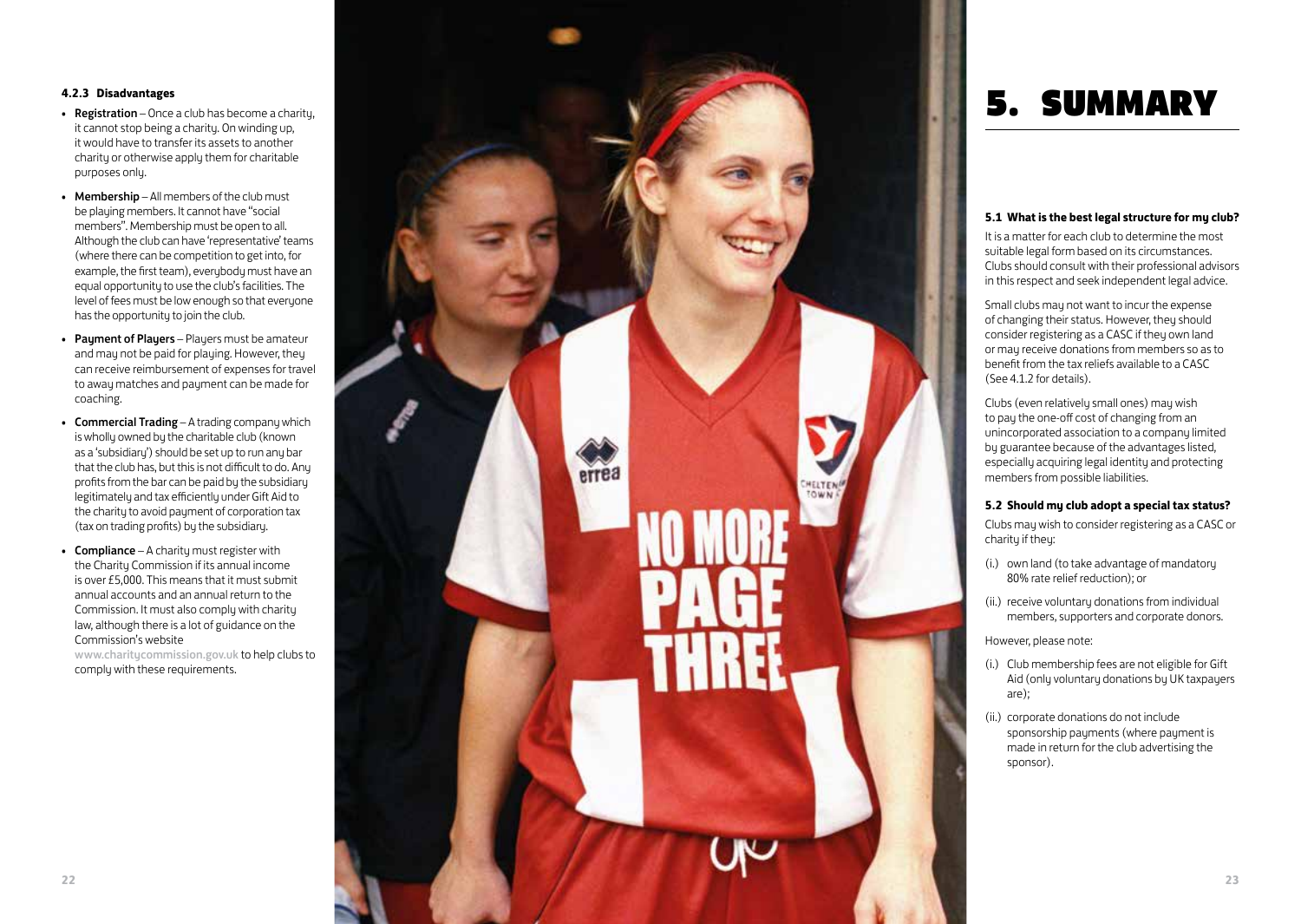#### 4.2.3 Disadvantages

- **Registration** – Once a club has become a charity, it cannot stop being a charity. On winding up, it would have to transfer its assets to another charity or otherwise apply them for charitable purposes only.
- **Membership** – All members of the club must be playing members. It cannot have "social members". Membership must be open to all. Although the club can have 'representative' teams (where there can be competition to get into, for example, the first team), everybody must have an equal opportunity to use the club's facilities. The level of fees must be low enough so that everyone has the opportunity to join the club.
- **Payment of Players** – Players must be amateur and may not be paid for playing. However, they can receive reimbursement of expenses for travel to away matches and payment can be made for coaching.
- **Commercial Trading** – A trading company which is wholly owned by the charitable club (known as a 'subsidiary') should be set up to run any bar that the club has, but this is not difficult to do. Any profits from the bar can be paid by the subsidiary legitimately and tax efficiently under Gift Aid to the charity to avoid payment of corporation tax (tax on trading profits) by the subsidiary.
- **Compliance** – A charity must register with the Charity Commission if its annual income is over £5,000. This means that it must submit annual accounts and an annual return to the Commission. It must also comply with charity law, although there is a lot of guidance on the Commission's website www.charitycommission.gov.uk to help clubs to comply with these requirements.

# 5. SUMMARY

#### 5.1 What is the best legal structure for my club?

It is a matter for each club to determine the most suitable legal form based on its circumstances. Clubs should consult with their professional advisors in this respect and seek independent legal advice.

Small clubs may not want to incur the expense of changing their status. However, they should consider registering as a CASC if they own land or may receive donations from members so as to benefit from the tax reliefs available to a CASC (See 4.1.2 for details).

Clubs (even relatively small ones) may wish to pay the one-off cost of changing from an unincorporated association to a company limited by guarantee because of the advantages listed, especially acquiring legal identity and protecting members from possible liabilities.

#### 5.2 Should my club adopt a special tax status?

Clubs may wish to consider registering as a CASC or charity if they:

(i.) own land (to take advantage of mandatory 80% rate relief reduction); or

(ii.) receive voluntary donations from individual members, supporters and corporate donors.

However, please note:

(i.) Club membership fees are not eligible for Gift Aid (only voluntary donations by UK taxpayers are);

(ii.) corporate donations do not include sponsorship payments (where payment is made in return for the club advertising the sponsor).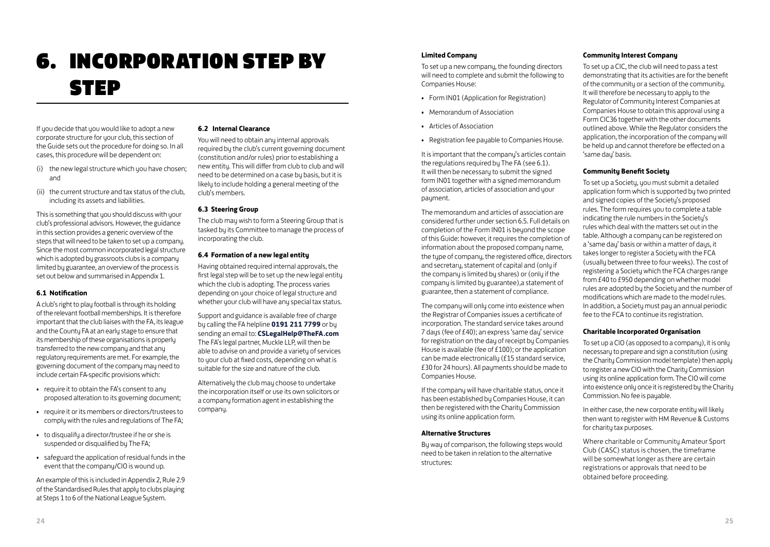# 6. INCORPORATION STEP BY STEP

If you decide that you would like to adopt a new corporate structure for your club, this section of the Guide sets out the procedure for doing so. In all cases, this procedure will be dependent on:

(i) the new legal structure which you have chosen; and

(ii) the current structure and tax status of the club, including its assets and liabilities.

This is something that you should discuss with your club's professional advisors. However, the guidance in this section provides a generic overview of the steps that will need to be taken to set up a company. Since the most common incorporated legal structure which is adopted by grassroots clubs is a company limited by guarantee, an overview of the process is set out below and summarised in Appendix 1.

### 6.1 Notification

A club's right to play football is through its holding of the relevant football memberships. It is therefore important that the club liaises with the FA, its league and the County FA at an early stage to ensure that its membership of these organisations is properly transferred to the new company and that any regulatory requirements are met. For example, the governing document of the company may need to include certain FA-specific provisions which:

- require it to obtain the FA's consent to any proposed alteration to its governing document;
- require it or its members or directors/trustees to comply with the rules and regulations of The FA;
- to disqualify a director/trustee if he or she is suspended or disqualified by The FA;
- safeguard the application of residual funds in the event that the company/CIO is wound up.

An example of this is included in Appendix 2, Rule 2.9 of the Standardised Rules that apply to clubs playing at Steps 1 to 6 of the National League System.

### 6.2 Internal Clearance

You will need to obtain any internal approvals required by the club's current governing document (constitution and/or rules) prior to establishing a new entity. This will differ from club to club and will need to be determined on a case by basis, but it is likely to include holding a general meeting of the club's members.

### 6.3 Steering Group

The club may wish to form a Steering Group that is tasked by its Committee to manage the process of incorporating the club.

### 6.4 Formation of a new legal entity

Having obtained required internal approvals, the first legal step will be to set up the new legal entity which the club is adopting. The process varies depending on your choice of legal structure and whether your club will have any special tax status.

Support and guidance is available free of charge by calling the FA helpline **0191 211 7799** or by sending an email to: **CSLegalHelp@TheFA.com** The FA's legal partner, Muckle LLP, will then be able to advise on and provide a variety of services to your club at fixed costs, depending on what is suitable for the size and nature of the club.

Alternatively the club may choose to undertake the incorporation itself or use its own solicitors or a company formation agent in establishing the company.

#### Limited Company

To set up a new company, the founding directors will need to complete and submit the following to Companies House:

- Form IN01 (Application for Registration)
- Memorandum of Association
- Articles of Association
- Registration fee payable to Companies House.

It is important that the company's articles contain the regulations required by The FA (see 6.1). It will then be necessary to submit the signed form IN01 together with a signed memorandum of association, articles of association and your payment.

The memorandum and articles of association are considered further under section 6.5. Full details on completion of the Form IN01 is beyond the scope of this Guide: however, it requires the completion of information about the proposed company name, the type of company, the registered office, directors and secretary, statement of capital and (only if the company is limited by shares) or (only if the company is limited by guarantee),a statement of guarantee, then a statement of compliance.

The company will only come into existence when the Registrar of Companies issues a certificate of incorporation. The standard service takes around 7 days (fee of £40); an express 'same day' service for registration on the day of receipt by Companies House is available (fee of £100); or the application can be made electronically (£15 standard service, £30 for 24 hours). All payments should be made to Companies House.

If the company will have charitable status, once it has been established by Companies House, it can then be registered with the Charity Commission using its online application form.

#### Alternative Structures

By way of comparison, the following steps would need to be taken in relation to the alternative structures:

#### Community Interest Company

To set up a CIC, the club will need to pass a test demonstrating that its activities are for the benefit of the community or a section of the community. It will therefore be necessary to apply to the Regulator of Community Interest Companies at Companies House to obtain this approval using a Form CIC36 together with the other documents outlined above. While the Regulator considers the application, the incorporation of the company will be held up and cannot therefore be effected on a 'same day' basis.

#### Community Benefit Society

To set up a Society, you must submit a detailed application form which is supported by two printed and signed copies of the Society's proposed rules. The form requires you to complete a table indicating the rule numbers in the Society's rules which deal with the matters set out in the table. Although a company can be registered on a 'same day' basis or within a matter of days, it takes longer to register a Society with the FCA (usually between three to four weeks). The cost of registering a Society which the FCA charges range from £40 to £950 depending on whether model rules are adopted by the Society and the number of modifications which are made to the model rules. In addition, a Society must pay an annual periodic fee to the FCA to continue its registration.

#### Charitable Incorporated Organisation

To set up a CIO (as opposed to a company), it is only necessary to prepare and sign a constitution (using the Charity Commission model template) then apply to register a new CIO with the Charity Commission using its online application form. The CIO will come into existence only once it is registered by the Charity Commission. No fee is payable.

In either case, the new corporate entity will likely then want to register with HM Revenue & Customs for charity tax purposes.

Where charitable or Community Amateur Sport Club (CASC) status is chosen, the timeframe will be somewhat longer as there are certain registrations or approvals that need to be obtained before proceeding.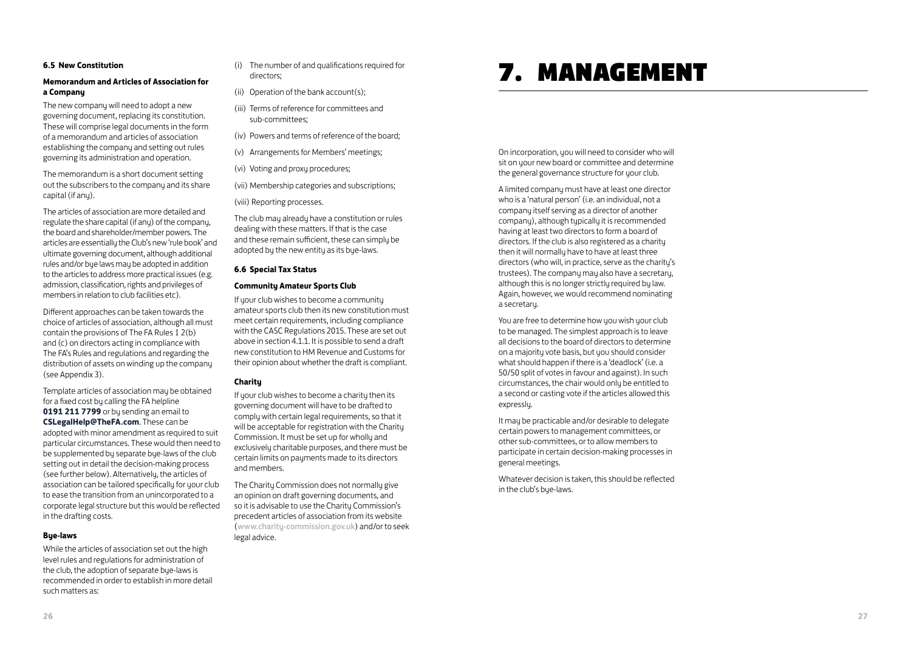### 6.5 New Constitution

#### Memorandum and Articles of Association for a Company

The new company will need to adopt a new governing document, replacing its constitution. These will comprise legal documents in the form of a memorandum and articles of association establishing the company and setting out rules governing its administration and operation.

The memorandum is a short document setting out the subscribers to the company and its share capital (if any).

The articles of association are more detailed and regulate the share capital (if any) of the company, the board and shareholder/member powers. The articles are essentially the Club's new 'rule book' and ultimate governing document, although additional rules and/or bye laws may be adopted in addition to the articles to address more practical issues (e.g. admission, classification, rights and privileges of members in relation to club facilities etc).

Different approaches can be taken towards the choice of articles of association, although all must contain the provisions of The FA Rules I 2(b) and (c) on directors acting in compliance with The FA's Rules and regulations and regarding the distribution of assets on winding up the company (see Appendix 3).

Template articles of association may be obtained for a fixed cost by calling the FA helpline **0191 211 7799** or by sending an email to **CSLegalHelp@TheFA.com**. These can be adopted with minor amendment as required to suit particular circumstances. These would then need to be supplemented by separate bye-laws of the club setting out in detail the decision-making process (see further below). Alternatively, the articles of association can be tailored specifically for your club to ease the transition from an unincorporated to a corporate legal structure but this would be reflected in the drafting costs.

#### Bye-laws

While the articles of association set out the high level rules and regulations for administration of the club, the adoption of separate bye-laws is recommended in order to establish in more detail such matters as:

(i) The number of and qualifications required for directors;

(ii) Operation of the bank account(s);

(iii) Terms of reference for committees and sub-committees;

(iv) Powers and terms of reference of the board;

(v) Arrangements for Members' meetings;

(vi) Voting and proxy procedures;

(vii) Membership categories and subscriptions;

(viii) Reporting processes.

The club may already have a constitution or rules dealing with these matters. If that is the case and these remain sufficient, these can simply be adopted by the new entity as its bye-laws.

### 6.6 Special Tax Status

#### Community Amateur Sports Club

If your club wishes to become a community amateur sports club then its new constitution must meet certain requirements, including compliance with the CASC Regulations 2015. These are set out above in section 4.1.1. It is possible to send a draft new constitution to HM Revenue and Customs for their opinion about whether the draft is compliant.

#### Charity

If your club wishes to become a charity then its governing document will have to be drafted to comply with certain legal requirements, so that it will be acceptable for registration with the Charity Commission. It must be set up for wholly and exclusively charitable purposes, and there must be certain limits on payments made to its directors and members.

The Charity Commission does not normally give an opinion on draft governing documents, and so it is advisable to use the Charity Commission's precedent articles of association from its website (www.charity-commission.gov.uk) and/or to seek legal advice.

# 7. MANAGEMENT

On incorporation, you will need to consider who will sit on your new board or committee and determine the general governance structure for your club.

A limited company must have at least one director who is a 'natural person' (i.e. an individual, not a company itself serving as a director of another company), although typically it is recommended having at least two directors to form a board of directors. If the club is also registered as a charity then it will normally have to have at least three directors (who will, in practice, serve as the charity's trustees). The company may also have a secretary, although this is no longer strictly required by law. Again, however, we would recommend nominating a secretary.

You are free to determine how you wish your club to be managed. The simplest approach is to leave all decisions to the board of directors to determine on a majority vote basis, but you should consider what should happen if there is a 'deadlock' (i.e. a 50/50 split of votes in favour and against). In such circumstances, the chair would only be entitled to a second or casting vote if the articles allowed this expressly.

It may be practicable and/or desirable to delegate certain powers to management committees, or other sub-committees, or to allow members to participate in certain decision-making processes in general meetings.

Whatever decision is taken, this should be reflected in the club's bye-laws.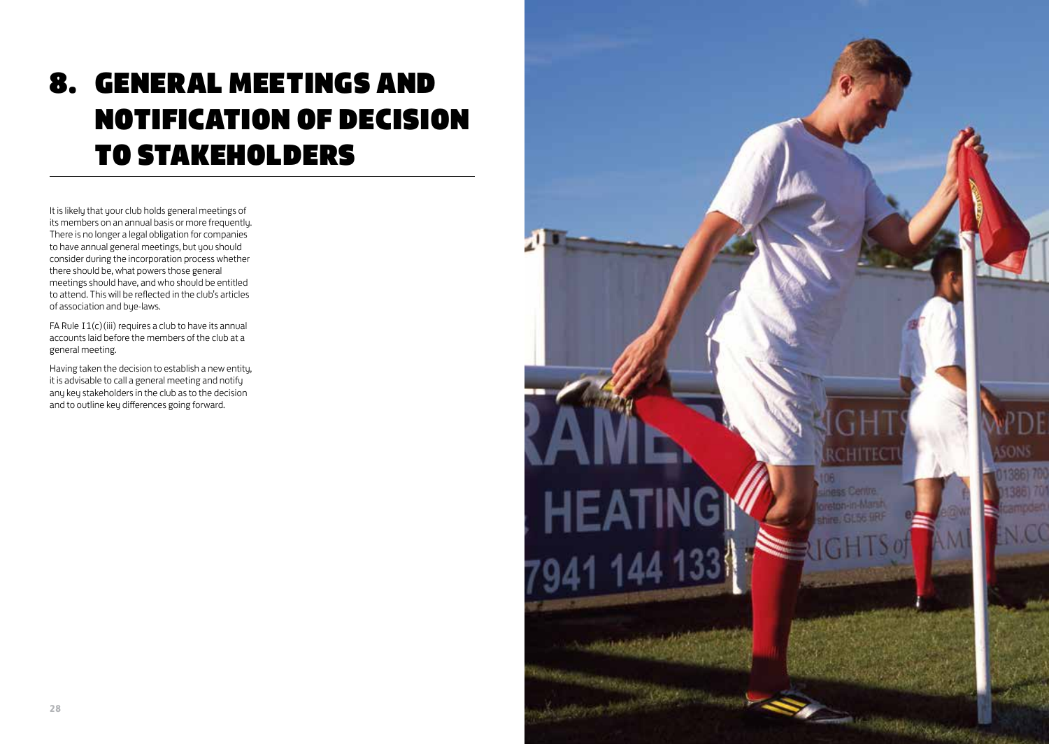# 8. GENERAL MEETINGS AND NOTIFICATION OF DECISION TO STAKEHOLDERS

It is likely that your club holds general meetings of its members on an annual basis or more frequently. There is no longer a legal obligation for companies to have annual general meetings, but you should consider during the incorporation process whether there should be, what powers those general meetings should have, and who should be entitled to attend. This will be reflected in the club's articles of association and bye-laws.

FA Rule I1(c)(iii) requires a club to have its annual accounts laid before the members of the club at a general meeting.

Having taken the decision to establish a new entity, it is advisable to call a general meeting and notify any key stakeholders in the club as to the decision and to outline key differences going forward.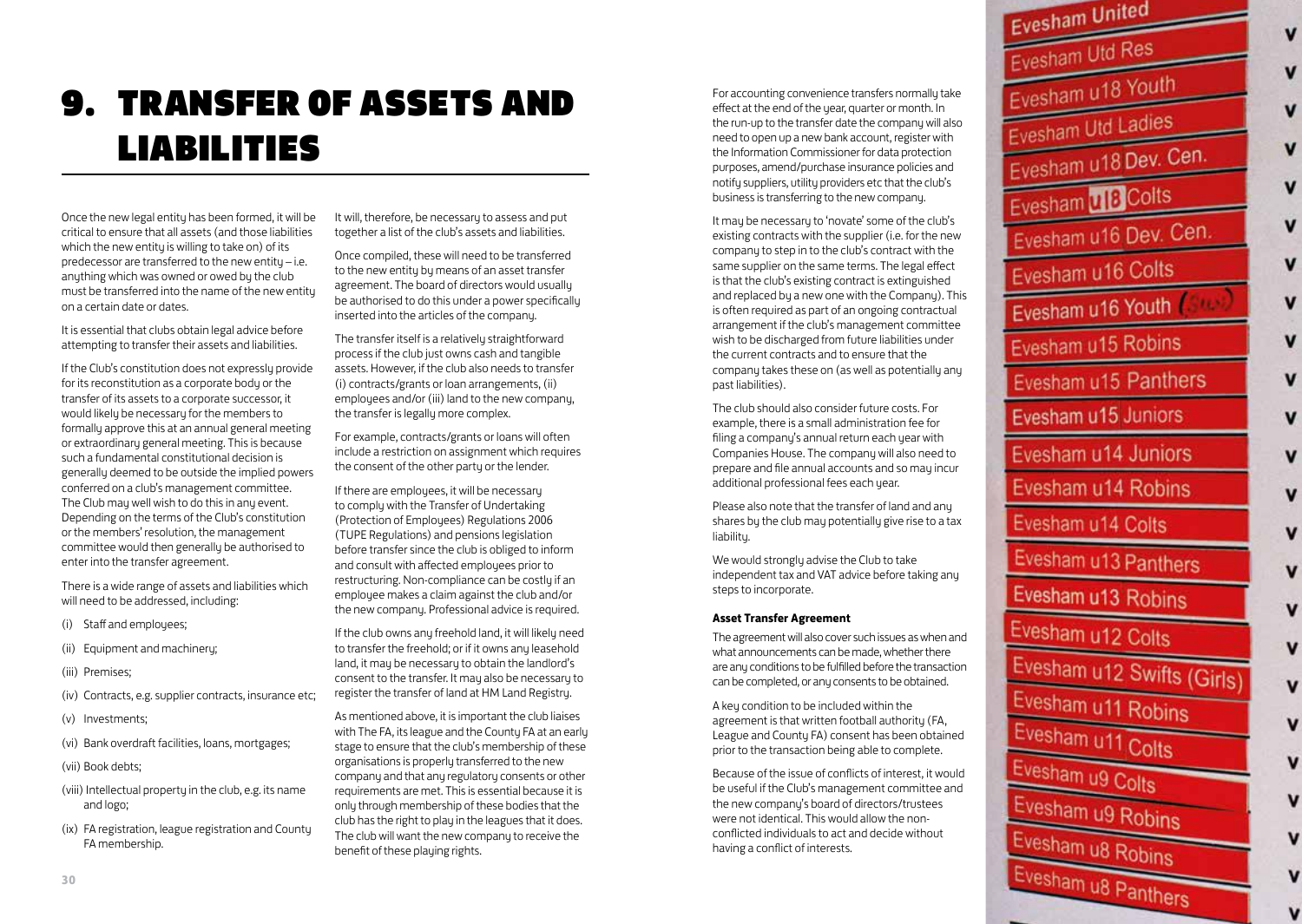# 9. TRANSFER OF ASSETS AND LIABILITIES

Once the new legal entity has been formed, it will be critical to ensure that all assets (and those liabilities which the new entity is willing to take on) of its predecessor are transferred to the new entity – i.e. anything which was owned or owed by the club must be transferred into the name of the new entity on a certain date or dates.

It is essential that clubs obtain legal advice before attempting to transfer their assets and liabilities.

If the Club's constitution does not expressly provide for its reconstitution as a corporate body or the transfer of its assets to a corporate successor, it would likely be necessary for the members to formally approve this at an annual general meeting or extraordinary general meeting. This is because such a fundamental constitutional decision is generally deemed to be outside the implied powers conferred on a club's management committee. The Club may well wish to do this in any event. Depending on the terms of the Club's constitution or the members' resolution, the management committee would then generally be authorised to enter into the transfer agreement.

There is a wide range of assets and liabilities which will need to be addressed, including:

- (i) Staff and employees;
- (ii) Equipment and machinery;
- (iii) Premises;
- (iv) Contracts, e.g. supplier contracts, insurance etc;
- (v) Investments;
- (vi) Bank overdraft facilities, loans, mortgages;
- (vii) Book debts;
- (viii) Intellectual property in the club, e.g. its name and logo;
- (ix) FA registration, league registration and County FA membership.

It will, therefore, be necessary to assess and put together a list of the club's assets and liabilities.

Once compiled, these will need to be transferred to the new entity by means of an asset transfer agreement. The board of directors would usually be authorised to do this under a power specifically inserted into the articles of the company.

The transfer itself is a relatively straightforward process if the club just owns cash and tangible assets. However, if the club also needs to transfer (i) contracts/grants or loan arrangements, (ii) employees and/or (iii) land to the new company, the transfer is legally more complex.

For example, contracts/grants or loans will often include a restriction on assignment which requires the consent of the other party or the lender.

If there are employees, it will be necessary to comply with the Transfer of Undertaking (Protection of Employees) Regulations 2006 (TUPE Regulations) and pensions legislation before transfer since the club is obliged to inform and consult with affected employees prior to restructuring. Non-compliance can be costly if an employee makes a claim against the club and/or the new company. Professional advice is required.

If the club owns any freehold land, it will likely need to transfer the freehold; or if it owns any leasehold land, it may be necessary to obtain the landlord's consent to the transfer. It may also be necessary to register the transfer of land at HM Land Registry.

As mentioned above, it is important the club liaises with The FA, its league and the County FA at an early stage to ensure that the club's membership of these organisations is properly transferred to the new company and that any regulatory consents or other requirements are met. This is essential because it is only through membership of these bodies that the club has the right to play in the leagues that it does. The club will want the new company to receive the benefit of these playing rights.

For accounting convenience transfers normally take effect at the end of the year, quarter or month. In the run-up to the transfer date the company will also need to open up a new bank account, register with the Information Commissioner for data protection purposes, amend/purchase insurance policies and notify suppliers, utility providers etc that the club's business is transferring to the new company.

It may be necessary to 'novate' some of the club's existing contracts with the supplier (i.e. for the new company to step in to the club's contract with the same supplier on the same terms. The legal effect is that the club's existing contract is extinguished and replaced by a new one with the Company). This is often required as part of an ongoing contractual arrangement if the club's management committee wish to be discharged from future liabilities under the current contracts and to ensure that the company takes these on (as well as potentially any past liabilities).

The club should also consider future costs. For example, there is a small administration fee for filing a company's annual return each year with Companies House. The company will also need to prepare and file annual accounts and so may incur additional professional fees each year.

Please also note that the transfer of land and any shares by the club may potentially give rise to a tax liability.

We would strongly advise the Club to take independent tax and VAT advice before taking any steps to incorporate.

**Asset Transfer Agreement**

The agreement will also cover such issues as when and what announcements can be made, whether there are any conditions to be fulfilled before the transaction can be completed, or any consents to be obtained.

A key condition to be included within the agreement is that written football authority (FA, League and County FA) consent has been obtained prior to the transaction being able to complete.

Because of the issue of conflicts of interest, it would be useful if the Club's management committee and the new company's board of directors/trustees were not identical. This would allow the non-conflicted individuals to act and decide without having a conflict of interests.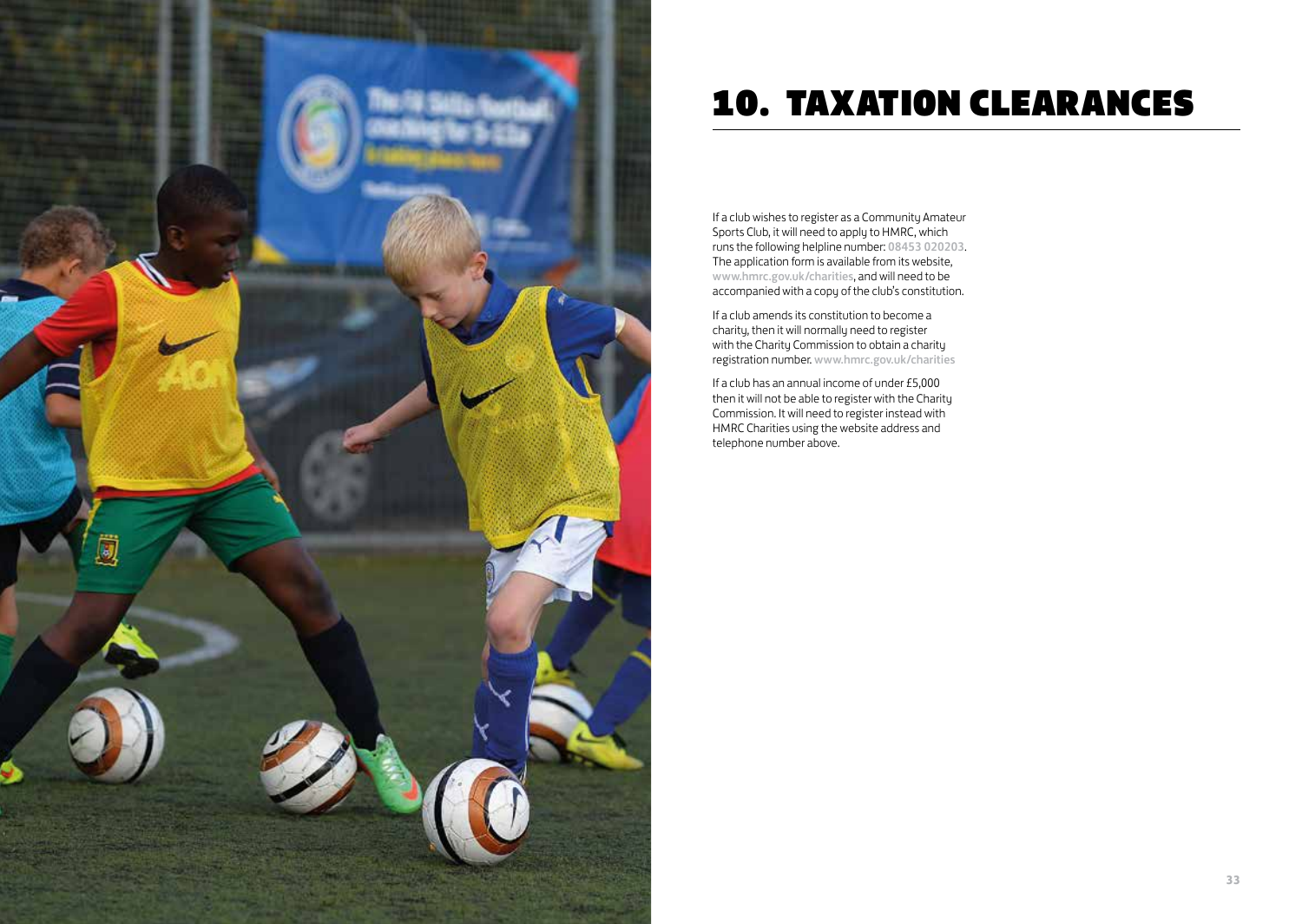# 10. TAXATION CLEARANCES

If a club wishes to register as a Community Amateur Sports Club, it will need to apply to HMRC, which runs the following helpline number: 08453 020203. The application form is available from its website, www.hmrc.gov.uk/charities, and will need to be accompanied with a copy of the club's constitution.

If a club amends its constitution to become a charity, then it will normally need to register with the Charity Commission to obtain a charity registration number. www.hmrc.gov.uk/charities

If a club has an annual income of under £5,000 then it will not be able to register with the Charity Commission. It will need to register instead with HMRC Charities using the website address and telephone number above.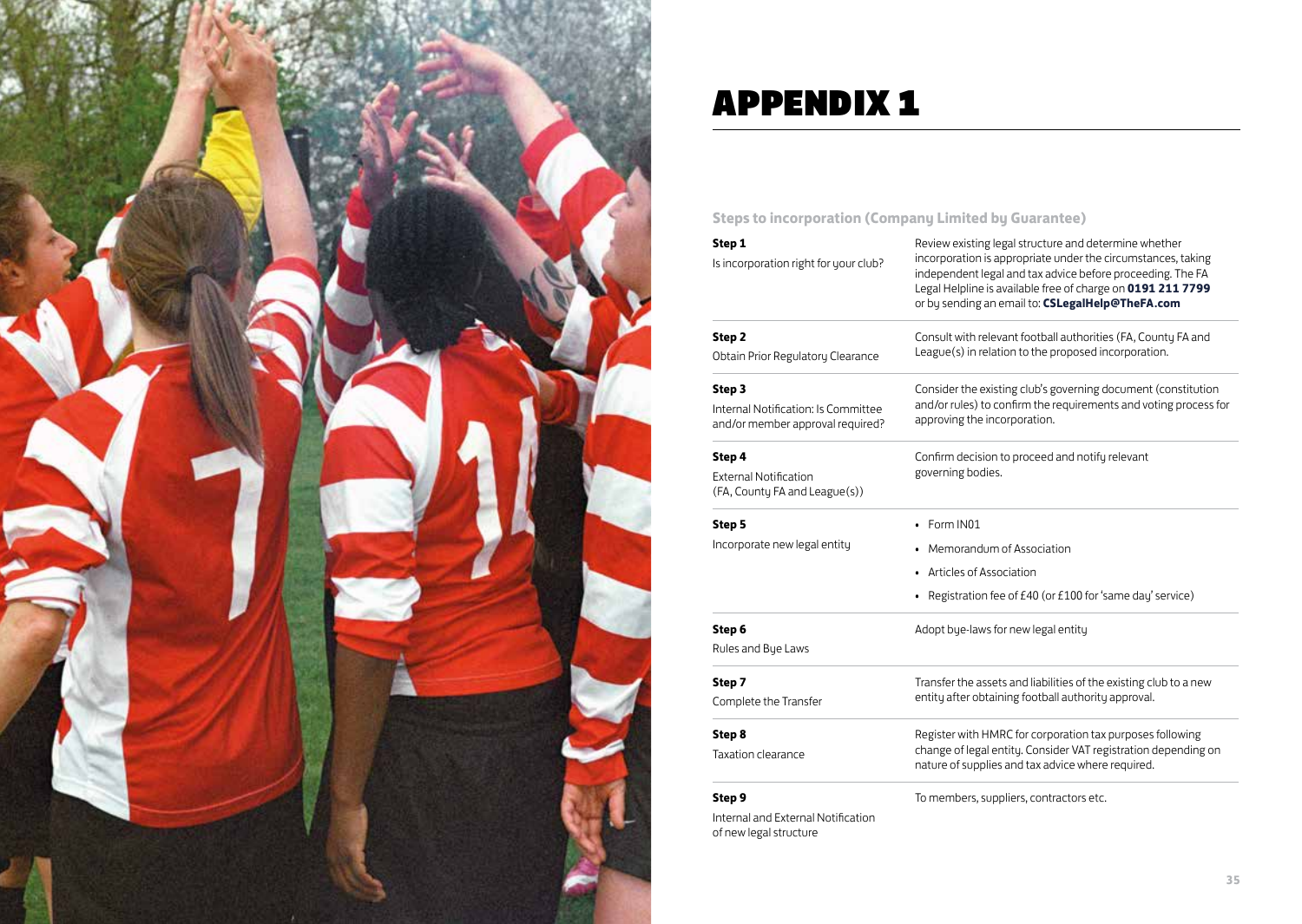# APPENDIX 1

### Steps to incorporation (Company Limited by Guarantee)

| Step | Description |
|---|---|
| **Step 1**<br>Is incorporation right for your club? | Review existing legal structure and determine whether incorporation is appropriate under the circumstances, taking independent legal and tax advice before proceeding. The FA Legal Helpline is available free of charge on **0191 211 7799** or by sending an email to: **CSLegalHelp@TheFA.com** |
| **Step 2**<br>Obtain Prior Regulatory Clearance | Consult with relevant football authorities (FA, County FA and League(s) in relation to the proposed incorporation. |
| **Step 3**<br>Internal Notification: Is Committee and/or member approval required? | Consider the existing club's governing document (constitution and/or rules) to confirm the requirements and voting process for approving the incorporation. |
| **Step 4**<br>External Notification (FA, County FA and League(s)) | Confirm decision to proceed and notify relevant governing bodies. |
| **Step 5**<br>Incorporate new legal entity | • Form IN01<br>• Memorandum of Association<br>• Articles of Association<br>• Registration fee of £40 (or £100 for 'same day' service) |
| **Step 6**<br>Rules and Bye Laws | Adopt bye-laws for new legal entity |
| **Step 7**<br>Complete the Transfer | Transfer the assets and liabilities of the existing club to a new entity after obtaining football authority approval. |
| **Step 8**<br>Taxation clearance | Register with HMRC for corporation tax purposes following change of legal entity. Consider VAT registration depending on nature of supplies and tax advice where required. |
| **Step 9**<br>Internal and External Notification of new legal structure | To members, suppliers, contractors etc. |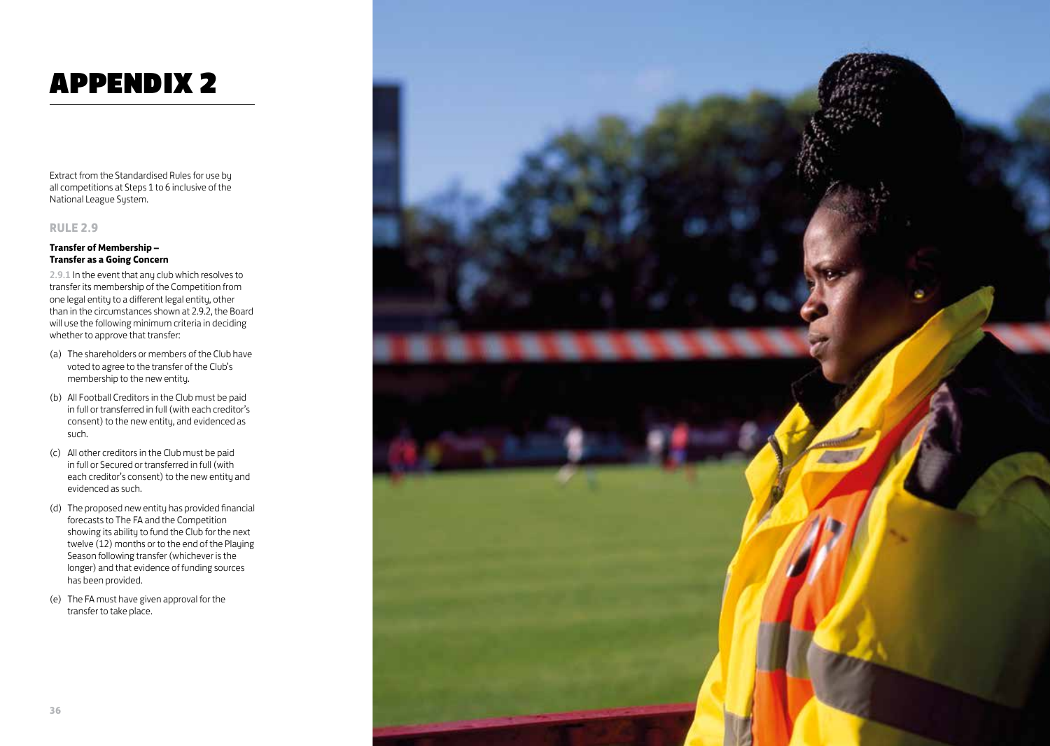# APPENDIX 2

Extract from the Standardised Rules for use by all competitions at Steps 1 to 6 inclusive of the National League System.

## RULE 2.9

**Transfer of Membership – Transfer as a Going Concern**

2.9.1 In the event that any club which resolves to transfer its membership of the Competition from one legal entity to a different legal entity, other than in the circumstances shown at 2.9.2, the Board will use the following minimum criteria in deciding whether to approve that transfer:

(a) The shareholders or members of the Club have voted to agree to the transfer of the Club's membership to the new entity.

(b) All Football Creditors in the Club must be paid in full or transferred in full (with each creditor's consent) to the new entity, and evidenced as such.

(c) All other creditors in the Club must be paid in full or Secured or transferred in full (with each creditor's consent) to the new entity and evidenced as such.

(d) The proposed new entity has provided financial forecasts to The FA and the Competition showing its ability to fund the Club for the next twelve (12) months or to the end of the Playing Season following transfer (whichever is the longer) and that evidence of funding sources has been provided.

(e) The FA must have given approval for the transfer to take place.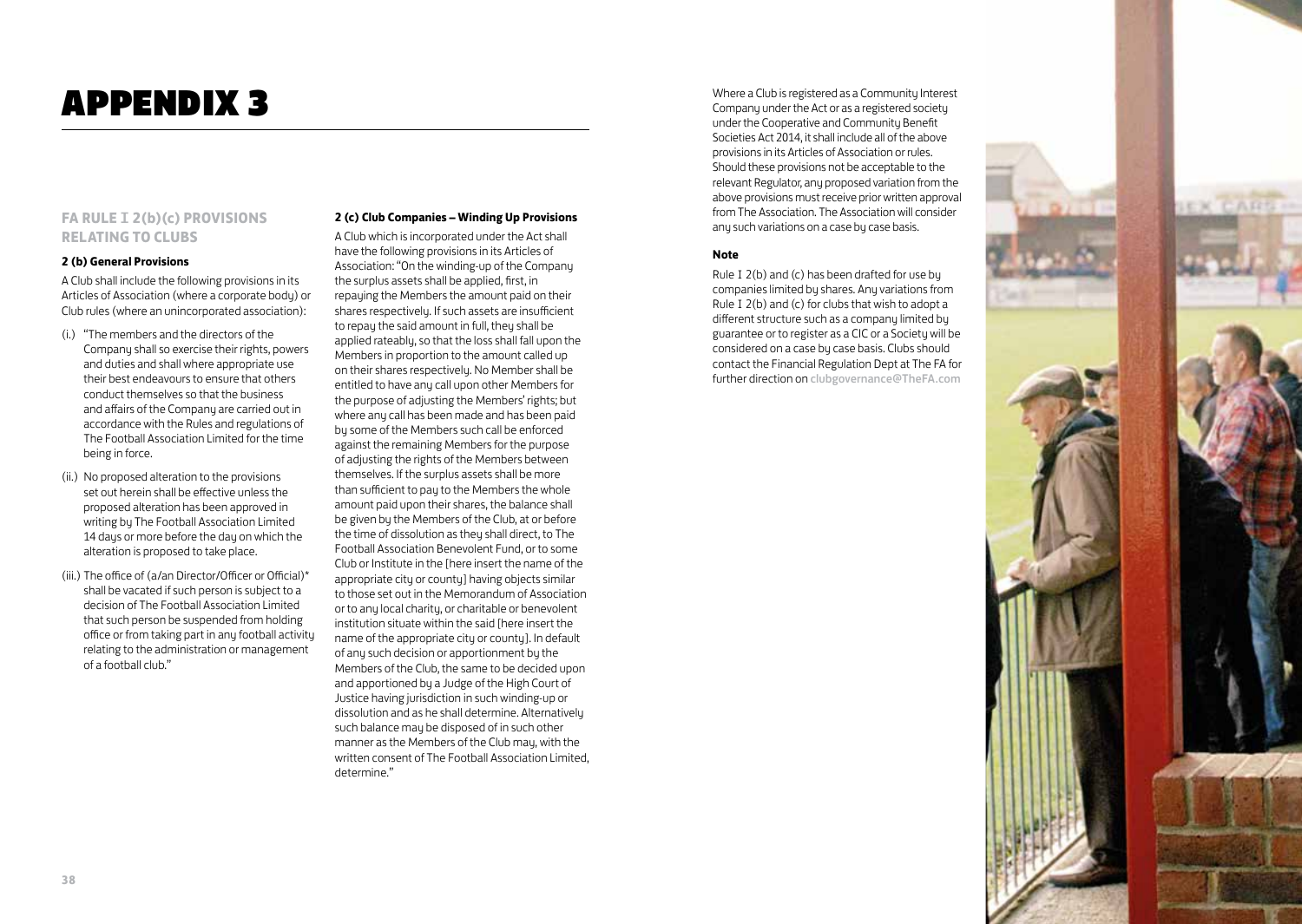# APPENDIX 3

## FA RULE I 2(b)(c) PROVISIONS RELATING TO CLUBS

### 2 (b) General Provisions

A Club shall include the following provisions in its Articles of Association (where a corporate body) or Club rules (where an unincorporated association):

(i.) "The members and the directors of the Company shall so exercise their rights, powers and duties and shall where appropriate use their best endeavours to ensure that others conduct themselves so that the business and affairs of the Company are carried out in accordance with the Rules and regulations of The Football Association Limited for the time being in force.

(ii.) No proposed alteration to the provisions set out herein shall be effective unless the proposed alteration has been approved in writing by The Football Association Limited 14 days or more before the day on which the alteration is proposed to take place.

(iii.) The office of (a/an Director/Officer or Official)* shall be vacated if such person is subject to a decision of The Football Association Limited that such person be suspended from holding office or from taking part in any football activity relating to the administration or management of a football club."

### 2 (c) Club Companies – Winding Up Provisions

A Club which is incorporated under the Act shall have the following provisions in its Articles of Association: "On the winding-up of the Company the surplus assets shall be applied, first, in repaying the Members the amount paid on their shares respectively. If such assets are insufficient to repay the said amount in full, they shall be applied rateably, so that the loss shall fall upon the Members in proportion to the amount called up on their shares respectively. No Member shall be entitled to have any call upon other Members for the purpose of adjusting the Members' rights; but where any call has been made and has been paid by some of the Members such call be enforced against the remaining Members for the purpose of adjusting the rights of the Members between themselves. If the surplus assets shall be more than sufficient to pay to the Members the whole amount paid upon their shares, the balance shall be given by the Members of the Club, at or before the time of dissolution as they shall direct, to The Football Association Benevolent Fund, or to some Club or Institute in the [here insert the name of the appropriate city or county] having objects similar to those set out in the Memorandum of Association or to any local charity, or charitable or benevolent institution situate within the said [here insert the name of the appropriate city or county]. In default of any such decision or apportionment by the Members of the Club, the same to be decided upon and apportioned by a Judge of the High Court of Justice having jurisdiction in such winding-up or dissolution and as he shall determine. Alternatively such balance may be disposed of in such other manner as the Members of the Club may, with the written consent of The Football Association Limited, determine."

Where a Club is registered as a Community Interest Company under the Act or as a registered society under the Cooperative and Community Benefit Societies Act 2014, it shall include all of the above provisions in its Articles of Association or rules. Should these provisions not be acceptable to the relevant Regulator, any proposed variation from the above provisions must receive prior written approval from The Association. The Association will consider any such variations on a case by case basis.

### Note

Rule I 2(b) and (c) has been drafted for use by companies limited by shares. Any variations from Rule I 2(b) and (c) for clubs that wish to adopt a different structure such as a company limited by guarantee or to register as a CIC or a Society will be considered on a case by case basis. Clubs should contact the Financial Regulation Dept at The FA for further direction on clubgovernance@TheFA.com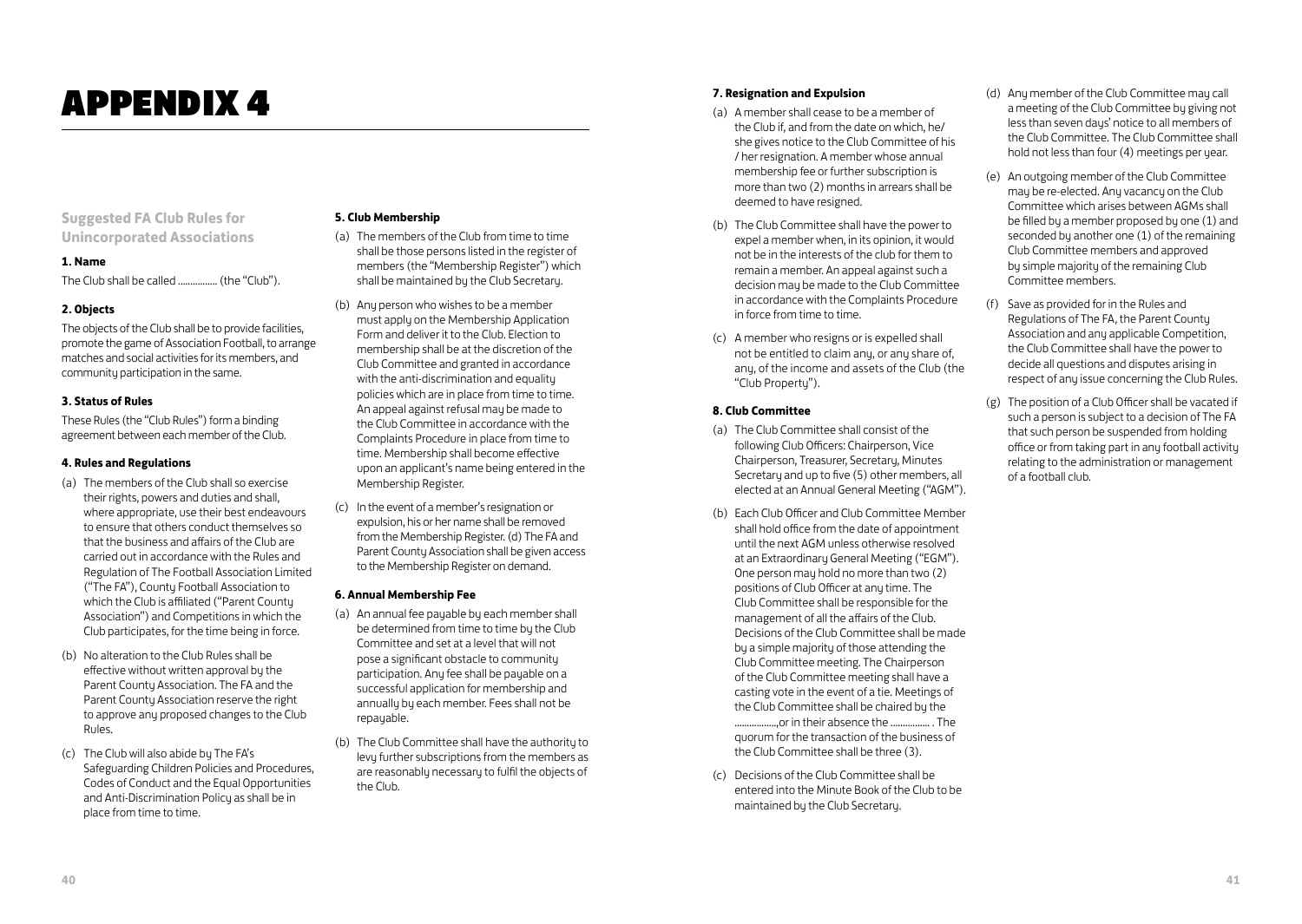# APPENDIX 4

## Suggested FA Club Rules for Unincorporated Associations

### 1. Name

The Club shall be called ................ (the "Club").

### 2. Objects

The objects of the Club shall be to provide facilities, promote the game of Association Football, to arrange matches and social activities for its members, and community participation in the same.

### 3. Status of Rules

These Rules (the "Club Rules") form a binding agreement between each member of the Club.

### 4. Rules and Regulations

(a) The members of the Club shall so exercise their rights, powers and duties and shall, where appropriate, use their best endeavours to ensure that others conduct themselves so that the business and affairs of the Club are carried out in accordance with the Rules and Regulation of The Football Association Limited ("The FA"), County Football Association to which the Club is affiliated ("Parent County Association") and Competitions in which the Club participates, for the time being in force.

(b) No alteration to the Club Rules shall be effective without written approval by the Parent County Association. The FA and the Parent County Association reserve the right to approve any proposed changes to the Club Rules.

(c) The Club will also abide by The FA's Safeguarding Children Policies and Procedures, Codes of Conduct and the Equal Opportunities and Anti-Discrimination Policy as shall be in place from time to time.

### 5. Club Membership

(a) The members of the Club from time to time shall be those persons listed in the register of members (the "Membership Register") which shall be maintained by the Club Secretary.

(b) Any person who wishes to be a member must apply on the Membership Application Form and deliver it to the Club. Election to membership shall be at the discretion of the Club Committee and granted in accordance with the anti-discrimination and equality policies which are in place from time to time. An appeal against refusal may be made to the Club Committee in accordance with the Complaints Procedure in place from time to time. Membership shall become effective upon an applicant's name being entered in the Membership Register.

(c) In the event of a member's resignation or expulsion, his or her name shall be removed from the Membership Register. (d) The FA and Parent County Association shall be given access to the Membership Register on demand.

### 6. Annual Membership Fee

(a) An annual fee payable by each member shall be determined from time to time by the Club Committee and set at a level that will not pose a significant obstacle to community participation. Any fee shall be payable on a successful application for membership and annually by each member. Fees shall not be repayable.

(b) The Club Committee shall have the authority to levy further subscriptions from the members as are reasonably necessary to fulfil the objects of the Club.

### 7. Resignation and Expulsion

(a) A member shall cease to be a member of the Club if, and from the date on which, he/ she gives notice to the Club Committee of his / her resignation. A member whose annual membership fee or further subscription is more than two (2) months in arrears shall be deemed to have resigned.

(b) The Club Committee shall have the power to expel a member when, in its opinion, it would not be in the interests of the club for them to remain a member. An appeal against such a decision may be made to the Club Committee in accordance with the Complaints Procedure in force from time to time.

(c) A member who resigns or is expelled shall not be entitled to claim any, or any share of, any, of the income and assets of the Club (the "Club Property").

### 8. Club Committee

(a) The Club Committee shall consist of the following Club Officers: Chairperson, Vice Chairperson, Treasurer, Secretary, Minutes Secretary and up to five (5) other members, all elected at an Annual General Meeting ("AGM").

(b) Each Club Officer and Club Committee Member shall hold office from the date of appointment until the next AGM unless otherwise resolved at an Extraordinary General Meeting ("EGM"). One person may hold no more than two (2) positions of Club Officer at any time. The Club Committee shall be responsible for the management of all the affairs of the Club. Decisions of the Club Committee shall be made by a simple majority of those attending the Club Committee meeting. The Chairperson of the Club Committee meeting shall have a casting vote in the event of a tie. Meetings of the Club Committee shall be chaired by the .................,or in their absence the ................ . The quorum for the transaction of the business of the Club Committee shall be three (3).

(c) Decisions of the Club Committee shall be entered into the Minute Book of the Club to be maintained by the Club Secretary.

(d) Any member of the Club Committee may call a meeting of the Club Committee by giving not less than seven days' notice to all members of the Club Committee. The Club Committee shall hold not less than four (4) meetings per year.

(e) An outgoing member of the Club Committee may be re-elected. Any vacancy on the Club Committee which arises between AGMs shall be filled by a member proposed by one (1) and seconded by another one (1) of the remaining Club Committee members and approved by simple majority of the remaining Club Committee members.

(f) Save as provided for in the Rules and Regulations of The FA, the Parent County Association and any applicable Competition, the Club Committee shall have the power to decide all questions and disputes arising in respect of any issue concerning the Club Rules.

(g) The position of a Club Officer shall be vacated if such a person is subject to a decision of The FA that such person be suspended from holding office or from taking part in any football activity relating to the administration or management of a football club.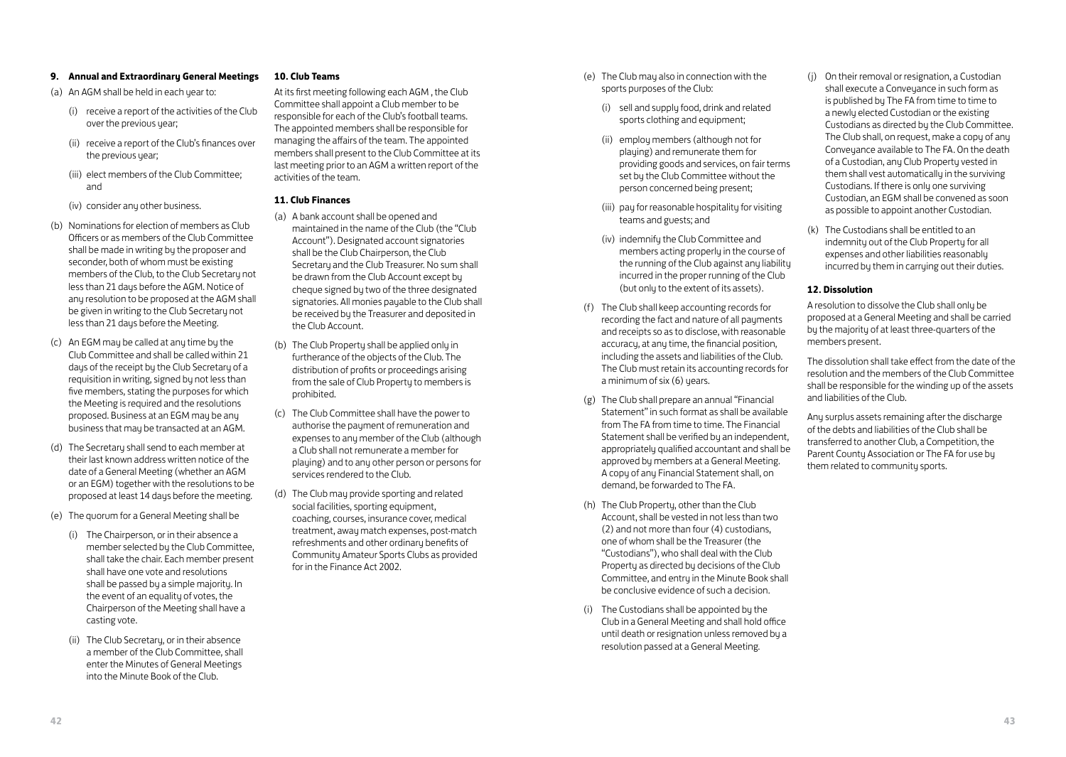### 9. Annual and Extraordinary General Meetings

(a) An AGM shall be held in each year to:

- (i) receive a report of the activities of the Club over the previous year;
- (ii) receive a report of the Club's finances over the previous year;
- (iii) elect members of the Club Committee; and
- (iv) consider any other business.

(b) Nominations for election of members as Club Officers or as members of the Club Committee shall be made in writing by the proposer and seconder, both of whom must be existing members of the Club, to the Club Secretary not less than 21 days before the AGM. Notice of any resolution to be proposed at the AGM shall be given in writing to the Club Secretary not less than 21 days before the Meeting.

(c) An EGM may be called at any time by the Club Committee and shall be called within 21 days of the receipt by the Club Secretary of a requisition in writing, signed by not less than five members, stating the purposes for which the Meeting is required and the resolutions proposed. Business at an EGM may be any business that may be transacted at an AGM.

(d) The Secretary shall send to each member at their last known address written notice of the date of a General Meeting (whether an AGM or an EGM) together with the resolutions to be proposed at least 14 days before the meeting.

(e) The quorum for a General Meeting shall be

- (i) The Chairperson, or in their absence a member selected by the Club Committee, shall take the chair. Each member present shall have one vote and resolutions shall be passed by a simple majority. In the event of an equality of votes, the Chairperson of the Meeting shall have a casting vote.
- (ii) The Club Secretary, or in their absence a member of the Club Committee, shall enter the Minutes of General Meetings into the Minute Book of the Club.

### 10. Club Teams

At its first meeting following each AGM , the Club Committee shall appoint a Club member to be responsible for each of the Club's football teams. The appointed members shall be responsible for managing the affairs of the team. The appointed members shall present to the Club Committee at its last meeting prior to an AGM a written report of the activities of the team.

### 11. Club Finances

(a) A bank account shall be opened and maintained in the name of the Club (the "Club Account"). Designated account signatories shall be the Club Chairperson, the Club Secretary and the Club Treasurer. No sum shall be drawn from the Club Account except by cheque signed by two of the three designated signatories. All monies payable to the Club shall be received by the Treasurer and deposited in the Club Account.

(b) The Club Property shall be applied only in furtherance of the objects of the Club. The distribution of profits or proceedings arising from the sale of Club Property to members is prohibited.

(c) The Club Committee shall have the power to authorise the payment of remuneration and expenses to any member of the Club (although a Club shall not remunerate a member for playing) and to any other person or persons for services rendered to the Club.

(d) The Club may provide sporting and related social facilities, sporting equipment, coaching, courses, insurance cover, medical treatment, away match expenses, post-match refreshments and other ordinary benefits of Community Amateur Sports Clubs as provided for in the Finance Act 2002.

(e) The Club may also in connection with the sports purposes of the Club:

- (i) sell and supply food, drink and related sports clothing and equipment;
- (ii) employ members (although not for playing) and remunerate them for providing goods and services, on fair terms set by the Club Committee without the person concerned being present;
- (iii) pay for reasonable hospitality for visiting teams and guests; and
- (iv) indemnify the Club Committee and members acting properly in the course of the running of the Club against any liability incurred in the proper running of the Club (but only to the extent of its assets).

(f) The Club shall keep accounting records for recording the fact and nature of all payments and receipts so as to disclose, with reasonable accuracy, at any time, the financial position, including the assets and liabilities of the Club. The Club must retain its accounting records for a minimum of six (6) years.

(g) The Club shall prepare an annual "Financial Statement" in such format as shall be available from The FA from time to time. The Financial Statement shall be verified by an independent, appropriately qualified accountant and shall be approved by members at a General Meeting. A copy of any Financial Statement shall, on demand, be forwarded to The FA.

(h) The Club Property, other than the Club Account, shall be vested in not less than two (2) and not more than four (4) custodians, one of whom shall be the Treasurer (the "Custodians"), who shall deal with the Club Property as directed by decisions of the Club Committee, and entry in the Minute Book shall be conclusive evidence of such a decision.

(i) The Custodians shall be appointed by the Club in a General Meeting and shall hold office until death or resignation unless removed by a resolution passed at a General Meeting.

(j) On their removal or resignation, a Custodian shall execute a Conveyance in such form as is published by The FA from time to time to a newly elected Custodian or the existing Custodians as directed by the Club Committee. The Club shall, on request, make a copy of any Conveyance available to The FA. On the death of a Custodian, any Club Property vested in them shall vest automatically in the surviving Custodians. If there is only one surviving Custodian, an EGM shall be convened as soon as possible to appoint another Custodian.

(k) The Custodians shall be entitled to an indemnity out of the Club Property for all expenses and other liabilities reasonably incurred by them in carrying out their duties.

### 12. Dissolution

A resolution to dissolve the Club shall only be proposed at a General Meeting and shall be carried by the majority of at least three-quarters of the members present.

The dissolution shall take effect from the date of the resolution and the members of the Club Committee shall be responsible for the winding up of the assets and liabilities of the Club.

Any surplus assets remaining after the discharge of the debts and liabilities of the Club shall be transferred to another Club, a Competition, the Parent County Association or The FA for use by them related to community sports.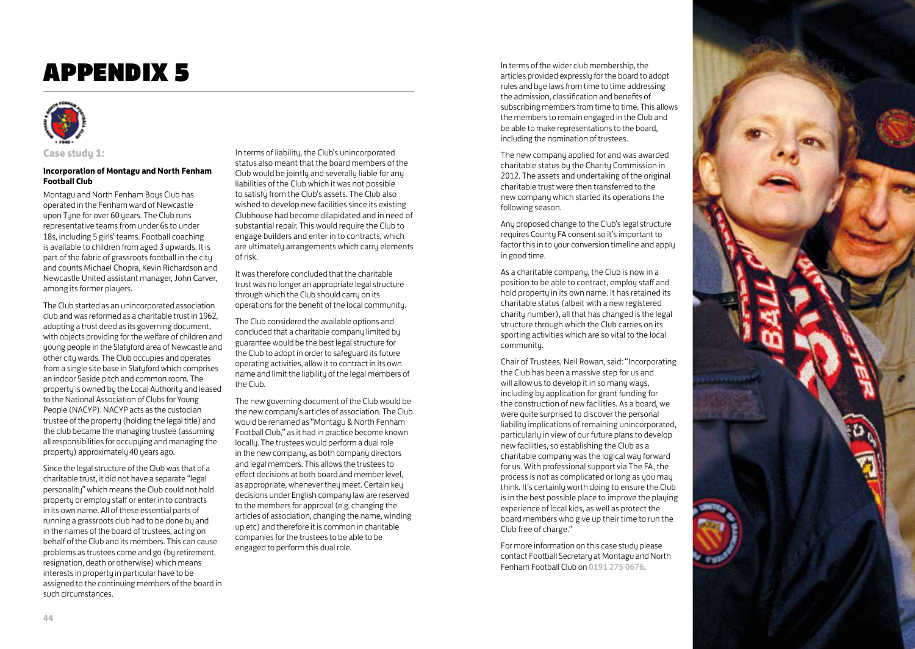# APPENDIX 5

Case study 1:

**Incorporation of Montagu and North Fenham Football Club**

Montagu and North Fenham Boys Club has operated in the Fenham ward of Newcastle upon Tyne for over 60 years. The Club runs representative teams from under 6s to under 18s, including 5 girls' teams. Football coaching is available to children from aged 3 upwards. It is part of the fabric of grassroots football in the city and counts Michael Chopra, Kevin Richardson and Newcastle United assistant manager, John Carver, among its former players.

The Club started as an unincorporated association club and was reformed as a charitable trust in 1962, adopting a trust deed as its governing document, with objects providing for the welfare of children and young people in the Slatyford area of Newcastle and other city wards. The Club occupies and operates from a single site base in Slatyford which comprises an indoor 5aside pitch and common room. The property is owned by the Local Authority and leased to the National Association of Clubs for Young People (NACYP). NACYP acts as the custodian trustee of the property (holding the legal title) and the club became the managing trustee (assuming all responsibilities for occupying and managing the property) approximately 40 years ago.

Since the legal structure of the Club was that of a charitable trust, it did not have a separate "legal personality" which means the Club could not hold property or employ staff or enter in to contracts in its own name. All of these essential parts of running a grassroots club had to be done by and in the names of the board of trustees, acting on behalf of the Club and its members. This can cause problems as trustees come and go (by retirement, resignation, death or otherwise) which means interests in property in particular have to be assigned to the continuing members of the board in such circumstances.

In terms of liability, the Club's unincorporated status also meant that the board members of the Club would be jointly and severally liable for any liabilities of the Club which it was not possible to satisfy from the Club's assets. The Club also wished to develop new facilities since its existing Clubhouse had become dilapidated and in need of substantial repair. This would require the Club to engage builders and enter in to contracts, which are ultimately arrangements which carry elements of risk.

It was therefore concluded that the charitable trust was no longer an appropriate legal structure through which the Club should carry on its operations for the benefit of the local community.

The Club considered the available options and concluded that a charitable company limited by guarantee would be the best legal structure for the Club to adopt in order to safeguard its future operating activities, allow it to contract in its own name and limit the liability of the legal members of the Club.

The new governing document of the Club would be the new company's articles of association. The Club would be renamed as "Montagu & North Fenham Football Club," as it had in practice become known locally. The trustees would perform a dual role in the new company, as both company directors and legal members. This allows the trustees to effect decisions at both board and member level, as appropriate, whenever they meet. Certain key decisions under English company law are reserved to the members for approval (e.g. changing the articles of association, changing the name, winding up etc) and therefore it is common in charitable companies for the trustees to be able to be engaged to perform this dual role.

In terms of the wider club membership, the articles provided expressly for the board to adopt rules and bye laws from time to time addressing the admission, classification and benefits of subscribing members from time to time. This allows the members to remain engaged in the Club and be able to make representations to the board, including the nomination of trustees.

The new company applied for and was awarded charitable status by the Charity Commission in 2012. The assets and undertaking of the original charitable trust were then transferred to the new company which started its operations the following season.

Any proposed change to the Club's legal structure requires County FA consent so it's important to factor this in to your conversion timeline and apply in good time.

As a charitable company, the Club is now in a position to be able to contract, employ staff and hold property in its own name. It has retained its charitable status (albeit with a new registered charity number), all that has changed is the legal structure through which the Club carries on its sporting activities which are so vital to the local community.

Chair of Trustees, Neil Rowan, said: "Incorporating the Club has been a massive step for us and will allow us to develop it in so many ways, including by application for grant funding for the construction of new facilities. As a board, we were quite surprised to discover the personal liability implications of remaining unincorporated, particularly in view of our future plans to develop new facilities, so establishing the Club as a charitable company was the logical way forward for us. With professional support via The FA, the process is not as complicated or long as you may think. It's certainly worth doing to ensure the Club is in the best possible place to improve the playing experience of local kids, as well as protect the board members who give up their time to run the Club free of charge."

For more information on this case study please contact Football Secretary at Montagu and North Fenham Football Club on 0191 275 0676.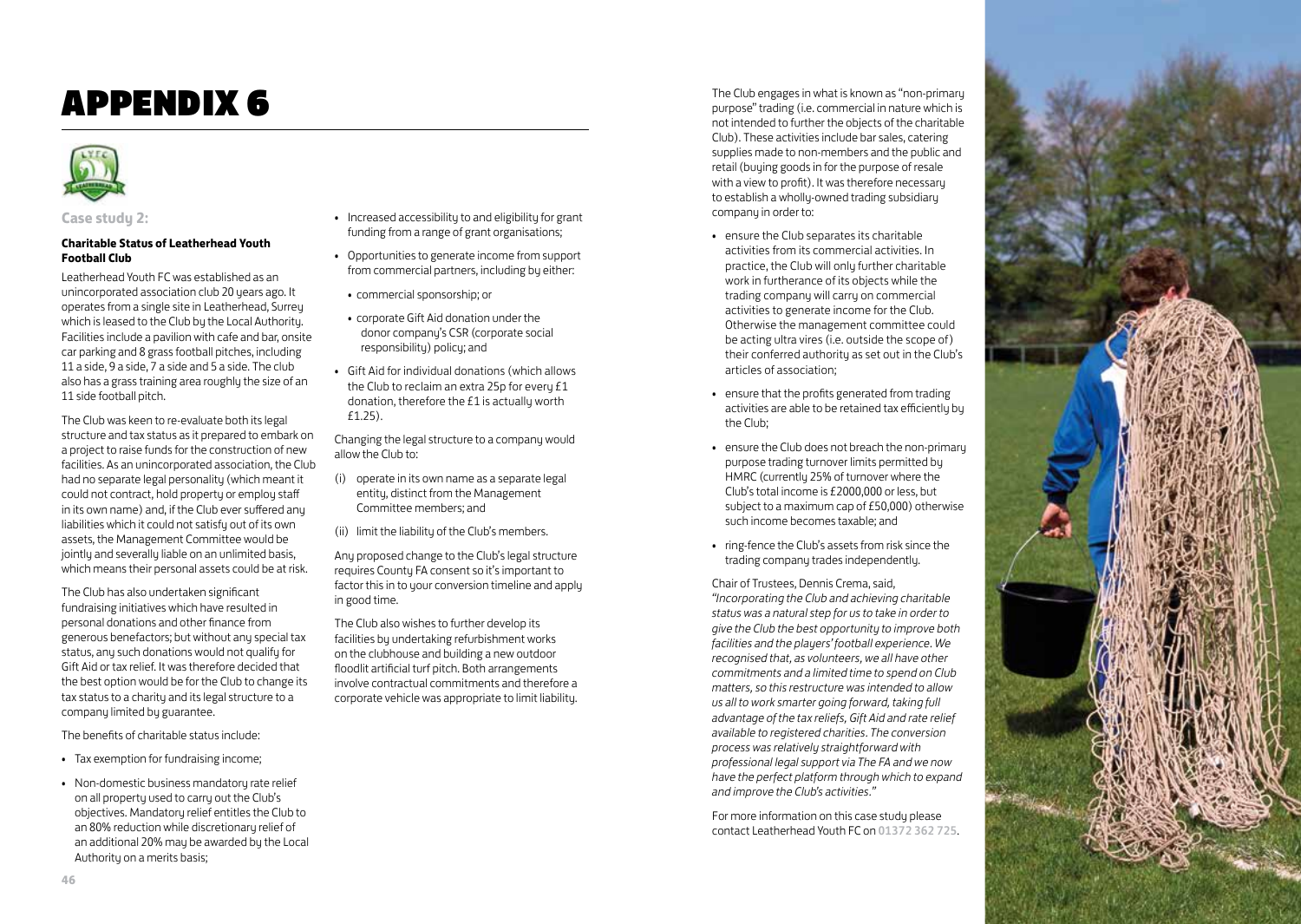# APPENDIX 6

**Case study 2:**

**Charitable Status of Leatherhead Youth Football Club**

Leatherhead Youth FC was established as an unincorporated association club 20 years ago. It operates from a single site in Leatherhead, Surrey which is leased to the Club by the Local Authority. Facilities include a pavilion with cafe and bar, onsite car parking and 8 grass football pitches, including 11 a side, 9 a side, 7 a side and 5 a side. The club also has a grass training area roughly the size of an 11 side football pitch.

The Club was keen to re-evaluate both its legal structure and tax status as it prepared to embark on a project to raise funds for the construction of new facilities. As an unincorporated association, the Club had no separate legal personality (which meant it could not contract, hold property or employ staff in its own name) and, if the Club ever suffered any liabilities which it could not satisfy out of its own assets, the Management Committee would be jointly and severally liable on an unlimited basis, which means their personal assets could be at risk.

The Club has also undertaken significant fundraising initiatives which have resulted in personal donations and other finance from generous benefactors; but without any special tax status, any such donations would not qualify for Gift Aid or tax relief. It was therefore decided that the best option would be for the Club to change its tax status to a charity and its legal structure to a company limited by guarantee.

The benefits of charitable status include:

- Tax exemption for fundraising income;
- Non-domestic business mandatory rate relief on all property used to carry out the Club's objectives. Mandatory relief entitles the Club to an 80% reduction while discretionary relief of an additional 20% may be awarded by the Local Authority on a merits basis;
- Increased accessibility to and eligibility for grant funding from a range of grant organisations;
- Opportunities to generate income from support from commercial partners, including by either:
  - commercial sponsorship; or
  - corporate Gift Aid donation under the donor company's CSR (corporate social responsibility) policy; and
- Gift Aid for individual donations (which allows the Club to reclaim an extra 25p for every £1 donation, therefore the £1 is actually worth £1.25).

Changing the legal structure to a company would allow the Club to:

(i) operate in its own name as a separate legal entity, distinct from the Management Committee members; and

(ii) limit the liability of the Club's members.

Any proposed change to the Club's legal structure requires County FA consent so it's important to factor this in to your conversion timeline and apply in good time.

The Club also wishes to further develop its facilities by undertaking refurbishment works on the clubhouse and building a new outdoor floodlit artificial turf pitch. Both arrangements involve contractual commitments and therefore a corporate vehicle was appropriate to limit liability.

The Club engages in what is known as "non-primary purpose" trading (i.e. commercial in nature which is not intended to further the objects of the charitable Club). These activities include bar sales, catering supplies made to non-members and the public and retail (buying goods in for the purpose of resale with a view to profit). It was therefore necessary to establish a wholly-owned trading subsidiary company in order to:

- ensure the Club separates its charitable activities from its commercial activities. In practice, the Club will only further charitable work in furtherance of its objects while the trading company will carry on commercial activities to generate income for the Club. Otherwise the management committee could be acting ultra vires (i.e. outside the scope of) their conferred authority as set out in the Club's articles of association;
- ensure that the profits generated from trading activities are able to be retained tax efficiently by the Club;
- ensure the Club does not breach the non-primary purpose trading turnover limits permitted by HMRC (currently 25% of turnover where the Club's total income is £2000,000 or less, but subject to a maximum cap of £50,000) otherwise such income becomes taxable; and
- ring-fence the Club's assets from risk since the trading company trades independently.

Chair of Trustees, Dennis Crema, said, *"Incorporating the Club and achieving charitable status was a natural step for us to take in order to give the Club the best opportunity to improve both facilities and the players' football experience. We recognised that, as volunteers, we all have other commitments and a limited time to spend on Club matters, so this restructure was intended to allow us all to work smarter going forward, taking full advantage of the tax reliefs, Gift Aid and rate relief available to registered charities. The conversion process was relatively straightforward with professional legal support via The FA and we now have the perfect platform through which to expand and improve the Club's activities."*

For more information on this case study please contact Leatherhead Youth FC on **01372 362 725**.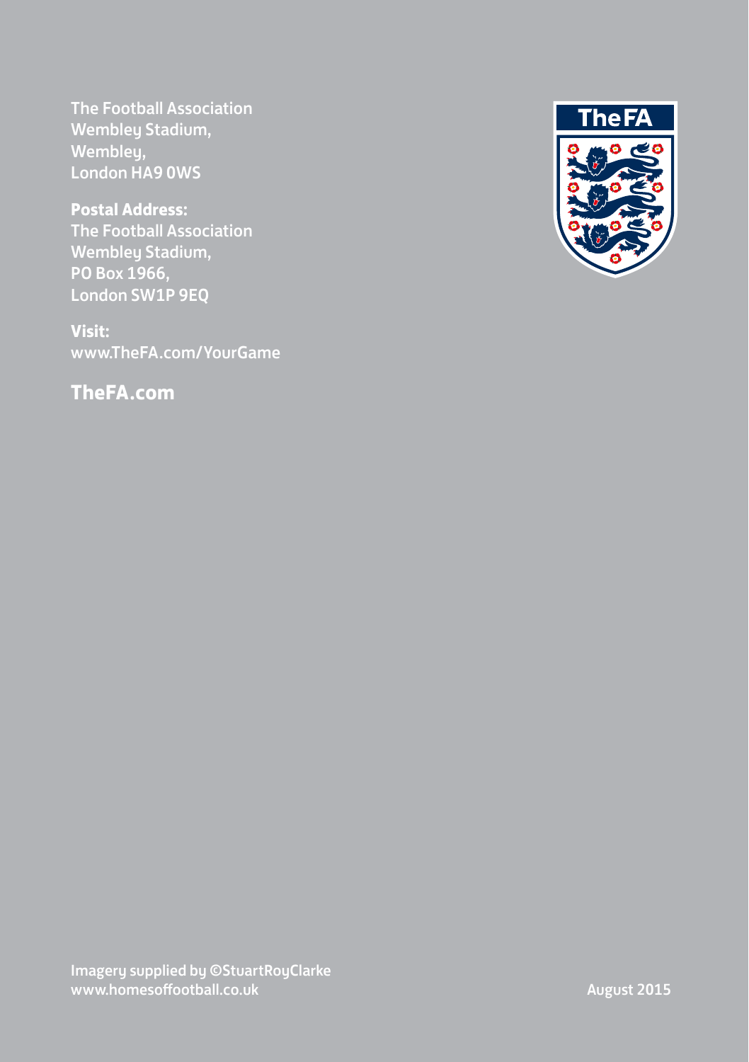The Football Association
Wembley Stadium,
Wembley,
London HA9 0WS

**Postal Address:**
The Football Association
Wembley Stadium,
PO Box 1966,
London SW1P 9EQ

**Visit:**
www.TheFA.com/YourGame

**TheFA.com**

Imagery supplied by ©StuartRoyClarke
www.homesoffootball.co.uk

August 2015